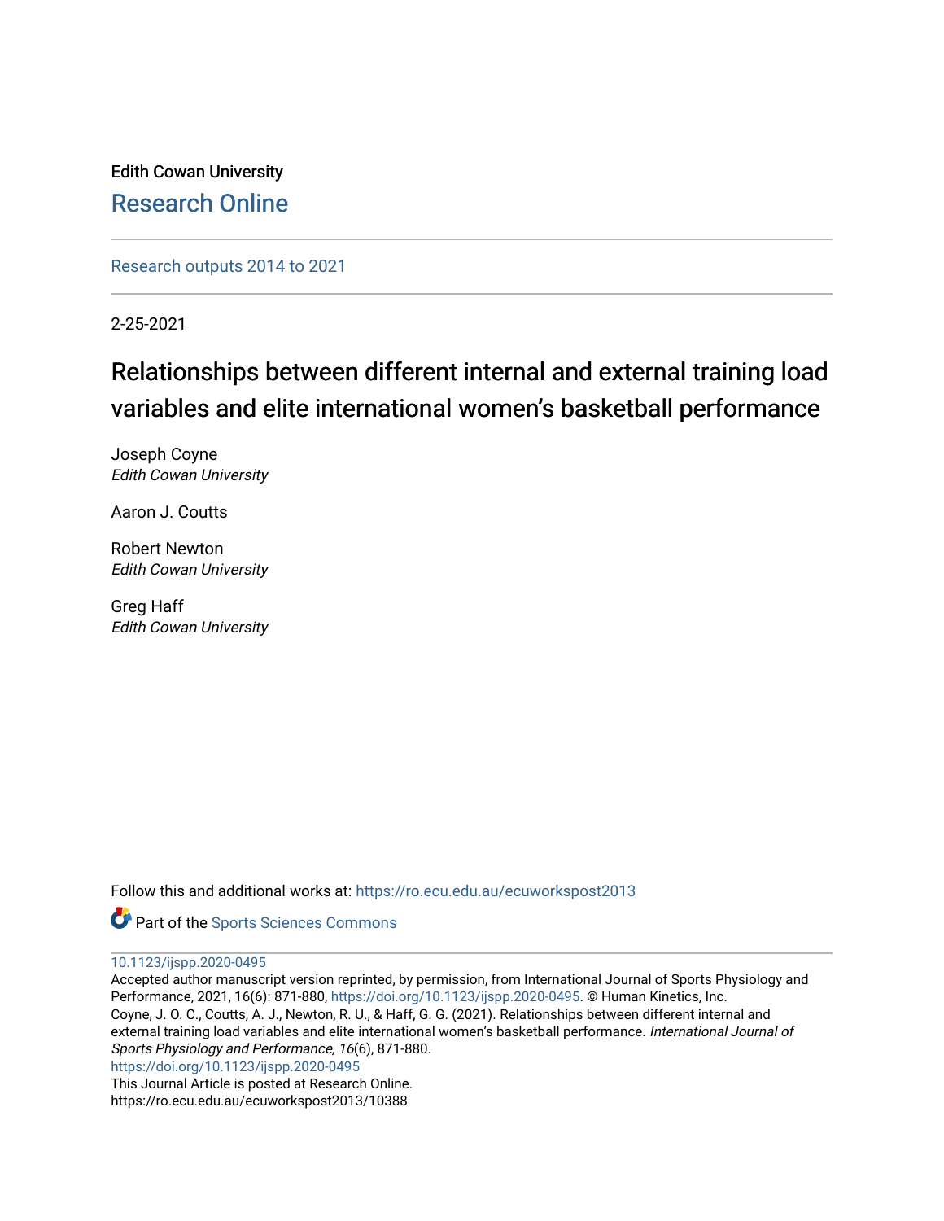Edith Cowan University

Research Online

Research outputs 2014 to 2021

2-25-2021

# Relationships between different internal and external training load variables and elite international women's basketball performance

Joseph Coyne
*Edith Cowan University*

Aaron J. Coutts

Robert Newton
*Edith Cowan University*

Greg Haff
*Edith Cowan University*

Follow this and additional works at: https://ro.ecu.edu.au/ecuworkspost2013

Part of the Sports Sciences Commons

10.1123/ijspp.2020-0495

Accepted author manuscript version reprinted, by permission, from International Journal of Sports Physiology and Performance, 2021, 16(6): 871-880, https://doi.org/10.1123/ijspp.2020-0495. © Human Kinetics, Inc.
Coyne, J. O. C., Coutts, A. J., Newton, R. U., & Haff, G. G. (2021). Relationships between different internal and external training load variables and elite international women's basketball performance. *International Journal of Sports Physiology and Performance, 16*(6), 871-880.
https://doi.org/10.1123/ijspp.2020-0495

This Journal Article is posted at Research Online.
https://ro.ecu.edu.au/ecuworkspost2013/10388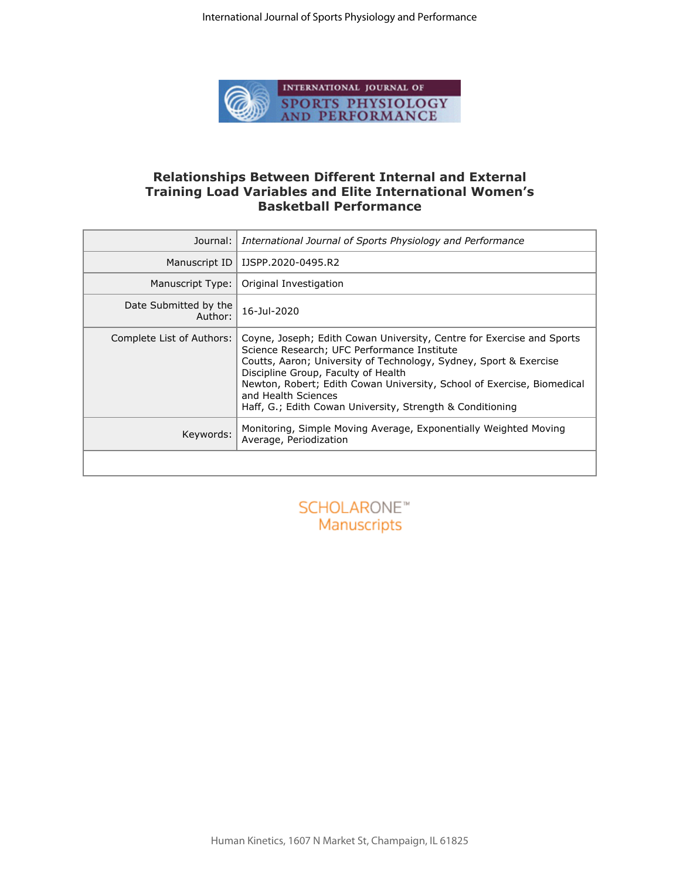# Relationships Between Different Internal and External Training Load Variables and Elite International Women's Basketball Performance

| | |
|---|---|
| Journal: | *International Journal of Sports Physiology and Performance* |
| Manuscript ID | IJSPP.2020-0495.R2 |
| Manuscript Type: | Original Investigation |
| Date Submitted by the Author: | 16-Jul-2020 |
| Complete List of Authors: | Coyne, Joseph; Edith Cowan University, Centre for Exercise and Sports Science Research; UFC Performance Institute<br>Coutts, Aaron; University of Technology, Sydney, Sport & Exercise Discipline Group, Faculty of Health<br>Newton, Robert; Edith Cowan University, School of Exercise, Biomedical and Health Sciences<br>Haff, G.; Edith Cowan University, Strength & Conditioning |
| Keywords: | Monitoring, Simple Moving Average, Exponentially Weighted Moving Average, Periodization |

SCHOLARONE™ Manuscripts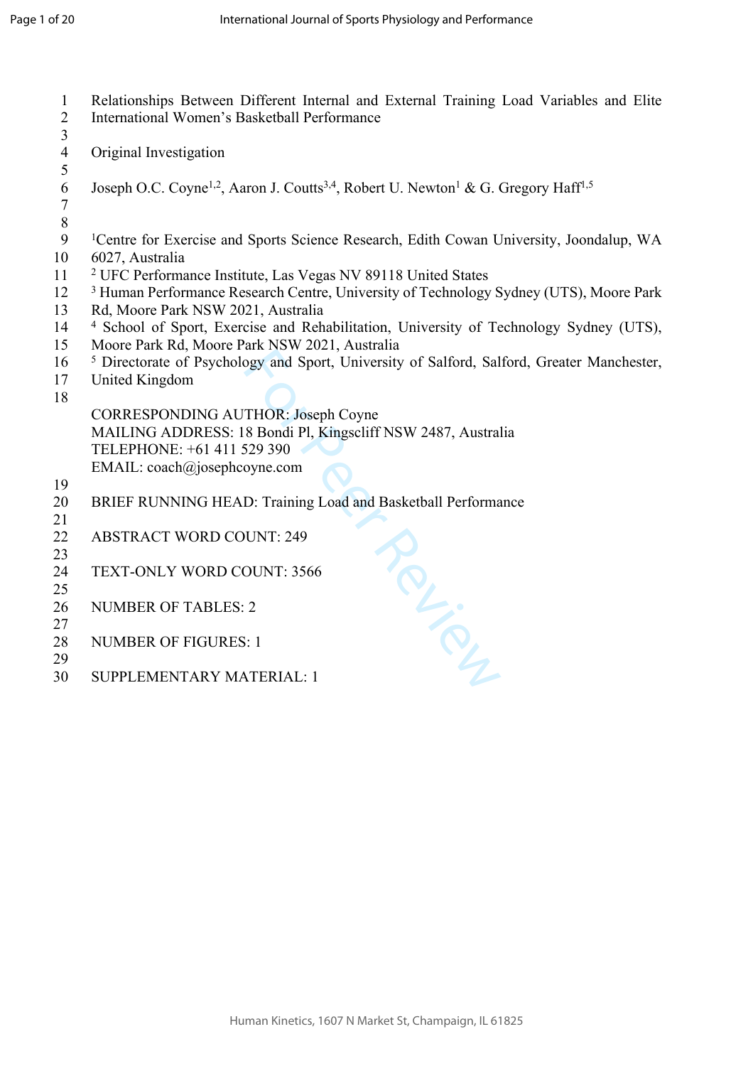Relationships Between Different Internal and External Training Load Variables and Elite International Women's Basketball Performance

Original Investigation

Joseph O.C. Coyne[1,2], Aaron J. Coutts[3,4], Robert U. Newton[1] & G. Gregory Haff[1,5]

[1]Centre for Exercise and Sports Science Research, Edith Cowan University, Joondalup, WA 6027, Australia
[2] UFC Performance Institute, Las Vegas NV 89118 United States
[3] Human Performance Research Centre, University of Technology Sydney (UTS), Moore Park Rd, Moore Park NSW 2021, Australia
[4] School of Sport, Exercise and Rehabilitation, University of Technology Sydney (UTS), Moore Park Rd, Moore Park NSW 2021, Australia
[5] Directorate of Psychology and Sport, University of Salford, Salford, Greater Manchester, United Kingdom

CORRESPONDING AUTHOR: Joseph Coyne
MAILING ADDRESS: 18 Bondi Pl, Kingscliff NSW 2487, Australia
TELEPHONE: +61 411 529 390
EMAIL: coach@josephcoyne.com

BRIEF RUNNING HEAD: Training Load and Basketball Performance

ABSTRACT WORD COUNT: 249

TEXT-ONLY WORD COUNT: 3566

NUMBER OF TABLES: 2

NUMBER OF FIGURES: 1

SUPPLEMENTARY MATERIAL: 1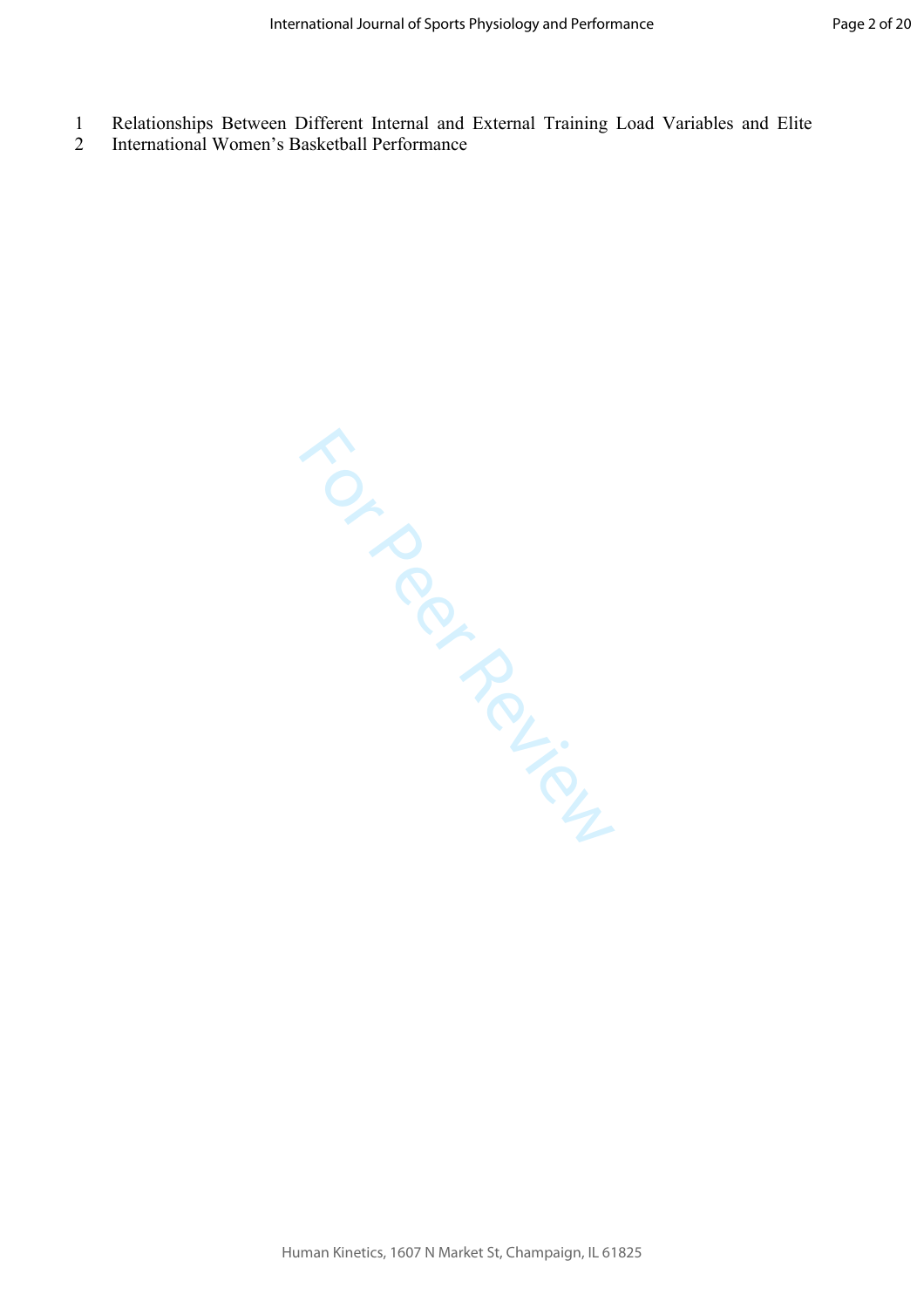Relationships Between Different Internal and External Training Load Variables and Elite International Women's Basketball Performance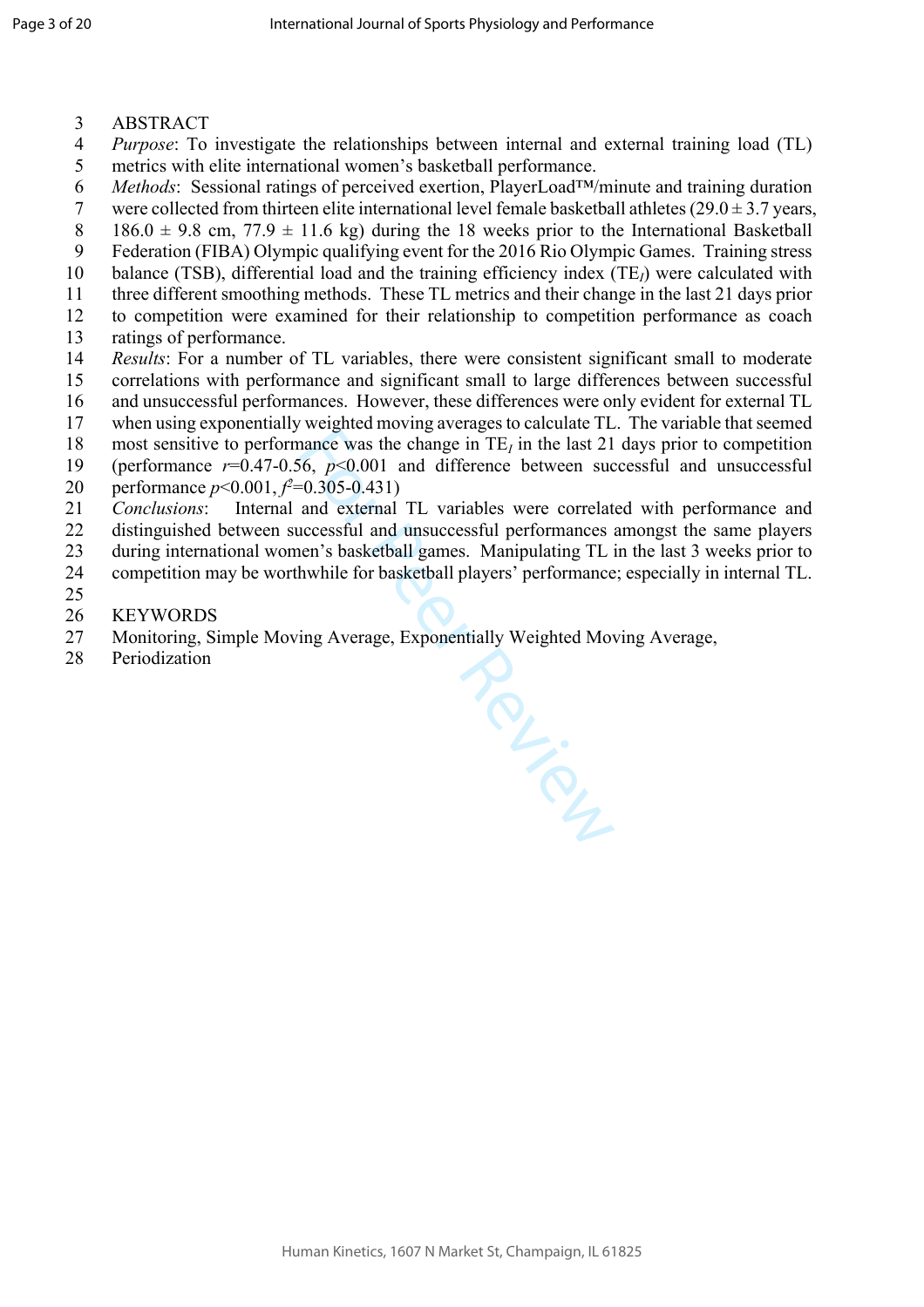## ABSTRACT

*Purpose*: To investigate the relationships between internal and external training load (TL) metrics with elite international women's basketball performance.

*Methods*: Sessional ratings of perceived exertion, PlayerLoad™/minute and training duration were collected from thirteen elite international level female basketball athletes (29.0 ± 3.7 years, 186.0 ± 9.8 cm, 77.9 ± 11.6 kg) during the 18 weeks prior to the International Basketball Federation (FIBA) Olympic qualifying event for the 2016 Rio Olympic Games. Training stress balance (TSB), differential load and the training efficiency index ($TE_I$) were calculated with three different smoothing methods. These TL metrics and their change in the last 21 days prior to competition were examined for their relationship to competition performance as coach ratings of performance.

*Results*: For a number of TL variables, there were consistent significant small to moderate correlations with performance and significant small to large differences between successful and unsuccessful performances. However, these differences were only evident for external TL when using exponentially weighted moving averages to calculate TL. The variable that seemed most sensitive to performance was the change in $TE_I$ in the last 21 days prior to competition (performance $r$=0.47-0.56, $p$<0.001 and difference between successful and unsuccessful performance $p$<0.001, $f^2$=0.305-0.431)

*Conclusions*: Internal and external TL variables were correlated with performance and distinguished between successful and unsuccessful performances amongst the same players during international women's basketball games. Manipulating TL in the last 3 weeks prior to competition may be worthwhile for basketball players' performance; especially in internal TL.

## KEYWORDS

Monitoring, Simple Moving Average, Exponentially Weighted Moving Average, Periodization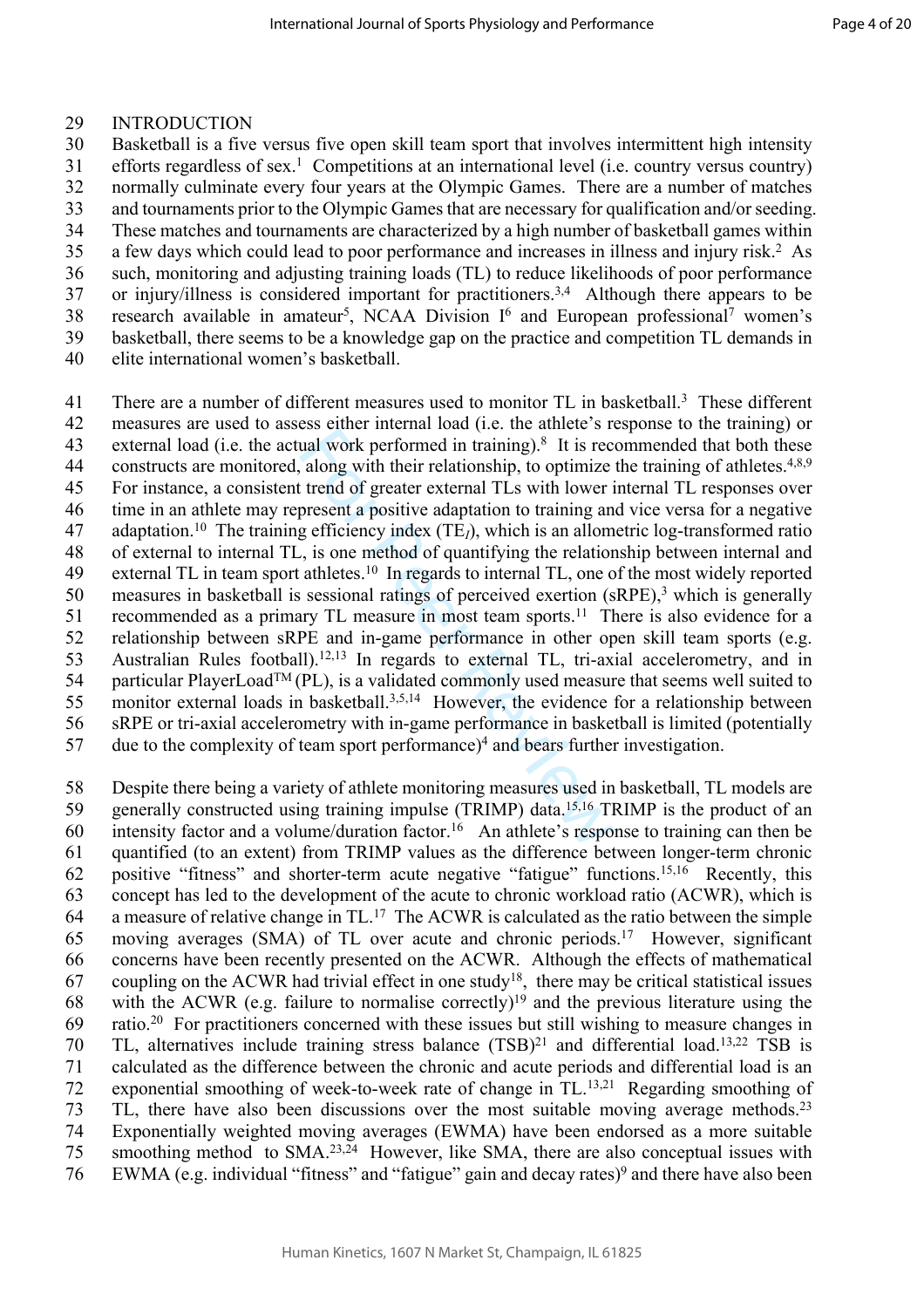# INTRODUCTION

Basketball is a five versus five open skill team sport that involves intermittent high intensity efforts regardless of sex.[1] Competitions at an international level (i.e. country versus country) normally culminate every four years at the Olympic Games. There are a number of matches and tournaments prior to the Olympic Games that are necessary for qualification and/or seeding. These matches and tournaments are characterized by a high number of basketball games within a few days which could lead to poor performance and increases in illness and injury risk.[2] As such, monitoring and adjusting training loads (TL) to reduce likelihoods of poor performance or injury/illness is considered important for practitioners.[3,4] Although there appears to be research available in amateur[5], NCAA Division I[6] and European professional[7] women's basketball, there seems to be a knowledge gap on the practice and competition TL demands in elite international women's basketball.

There are a number of different measures used to monitor TL in basketball.[3] These different measures are used to assess either internal load (i.e. the athlete's response to the training) or external load (i.e. the actual work performed in training).[8] It is recommended that both these constructs are monitored, along with their relationship, to optimize the training of athletes.[4,8,9] For instance, a consistent trend of greater external TLs with lower internal TL responses over time in an athlete may represent a positive adaptation to training and vice versa for a negative adaptation.[10] The training efficiency index ($TE_I$), which is an allometric log-transformed ratio of external to internal TL, is one method of quantifying the relationship between internal and external TL in team sport athletes.[10] In regards to internal TL, one of the most widely reported measures in basketball is sessional ratings of perceived exertion (sRPE),[3] which is generally recommended as a primary TL measure in most team sports.[11] There is also evidence for a relationship between sRPE and in-game performance in other open skill team sports (e.g. Australian Rules football).[12,13] In regards to external TL, tri-axial accelerometry, and in particular PlayerLoad™ (PL), is a validated commonly used measure that seems well suited to monitor external loads in basketball.[3,5,14] However, the evidence for a relationship between sRPE or tri-axial accelerometry with in-game performance in basketball is limited (potentially due to the complexity of team sport performance)[4] and bears further investigation.

Despite there being a variety of athlete monitoring measures used in basketball, TL models are generally constructed using training impulse (TRIMP) data.[15,16] TRIMP is the product of an intensity factor and a volume/duration factor.[16] An athlete's response to training can then be quantified (to an extent) from TRIMP values as the difference between longer-term chronic positive "fitness" and shorter-term acute negative "fatigue" functions.[15,16] Recently, this concept has led to the development of the acute to chronic workload ratio (ACWR), which is a measure of relative change in TL.[17] The ACWR is calculated as the ratio between the simple moving averages (SMA) of TL over acute and chronic periods.[17] However, significant concerns have been recently presented on the ACWR. Although the effects of mathematical coupling on the ACWR had trivial effect in one study[18], there may be critical statistical issues with the ACWR (e.g. failure to normalise correctly)[19] and the previous literature using the ratio.[20] For practitioners concerned with these issues but still wishing to measure changes in TL, alternatives include training stress balance (TSB)[21] and differential load.[13,22] TSB is calculated as the difference between the chronic and acute periods and differential load is an exponential smoothing of week-to-week rate of change in TL.[13,21] Regarding smoothing of TL, there have also been discussions over the most suitable moving average methods.[23] Exponentially weighted moving averages (EWMA) have been endorsed as a more suitable smoothing method to SMA.[23,24] However, like SMA, there are also conceptual issues with EWMA (e.g. individual "fitness" and "fatigue" gain and decay rates)[9] and there have also been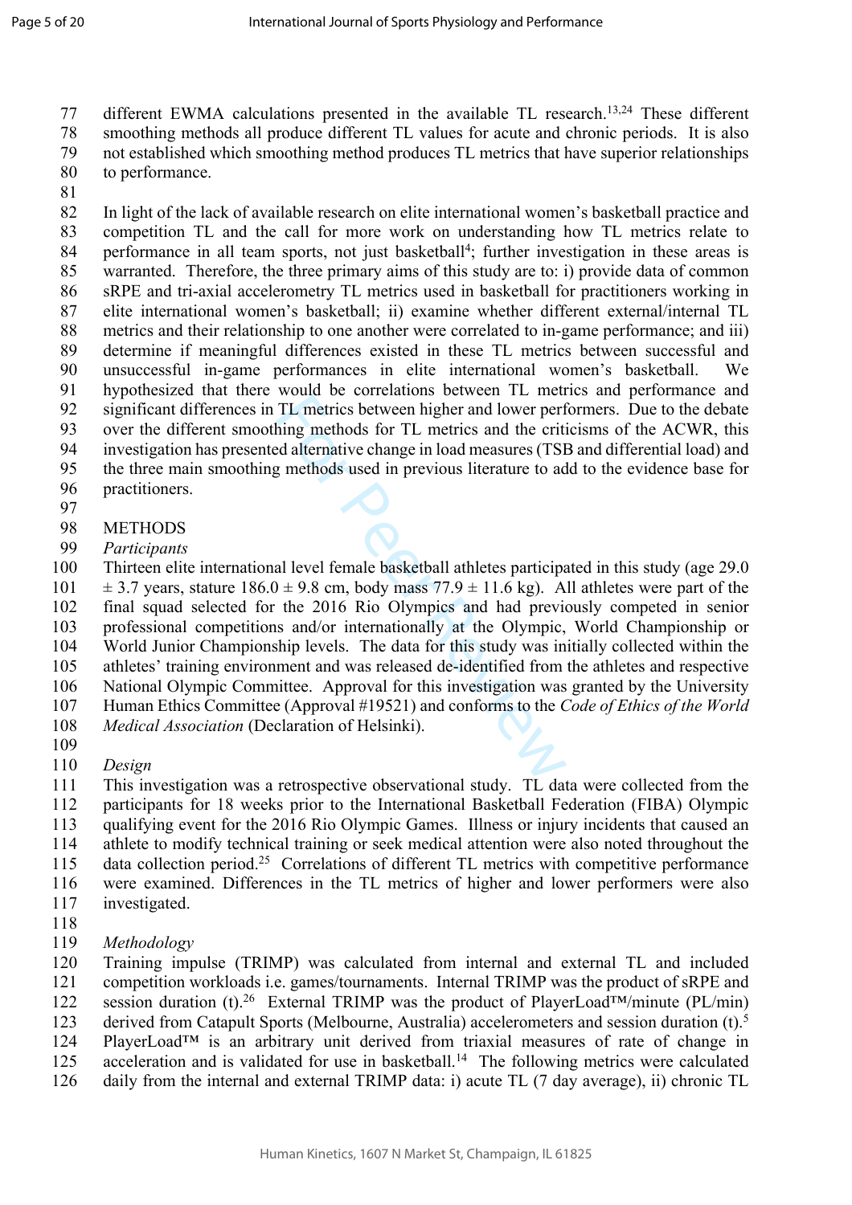different EWMA calculations presented in the available TL research.[13,24] These different smoothing methods all produce different TL values for acute and chronic periods. It is also not established which smoothing method produces TL metrics that have superior relationships to performance.

In light of the lack of available research on elite international women's basketball practice and competition TL and the call for more work on understanding how TL metrics relate to performance in all team sports, not just basketball[4]; further investigation in these areas is warranted. Therefore, the three primary aims of this study are to: i) provide data of common sRPE and tri-axial accelerometry TL metrics used in basketball for practitioners working in elite international women's basketball; ii) examine whether different external/internal TL metrics and their relationship to one another were correlated to in-game performance; and iii) determine if meaningful differences existed in these TL metrics between successful and unsuccessful in-game performances in elite international women's basketball. We hypothesized that there would be correlations between TL metrics and performance and significant differences in TL metrics between higher and lower performers. Due to the debate over the different smoothing methods for TL metrics and the criticisms of the ACWR, this investigation has presented alternative change in load measures (TSB and differential load) and the three main smoothing methods used in previous literature to add to the evidence base for practitioners.

## METHODS

### *Participants*

Thirteen elite international level female basketball athletes participated in this study (age 29.0 ± 3.7 years, stature 186.0 ± 9.8 cm, body mass 77.9 ± 11.6 kg). All athletes were part of the final squad selected for the 2016 Rio Olympics and had previously competed in senior professional competitions and/or internationally at the Olympic, World Championship or World Junior Championship levels. The data for this study was initially collected within the athletes' training environment and was released de-identified from the athletes and respective National Olympic Committee. Approval for this investigation was granted by the University Human Ethics Committee (Approval #19521) and conforms to the *Code of Ethics of the World Medical Association* (Declaration of Helsinki).

### *Design*

This investigation was a retrospective observational study. TL data were collected from the participants for 18 weeks prior to the International Basketball Federation (FIBA) Olympic qualifying event for the 2016 Rio Olympic Games. Illness or injury incidents that caused an athlete to modify technical training or seek medical attention were also noted throughout the data collection period.[25] Correlations of different TL metrics with competitive performance were examined. Differences in the TL metrics of higher and lower performers were also investigated.

### *Methodology*

Training impulse (TRIMP) was calculated from internal and external TL and included competition workloads i.e. games/tournaments. Internal TRIMP was the product of sRPE and session duration (t).[26] External TRIMP was the product of PlayerLoad™/minute (PL/min) derived from Catapult Sports (Melbourne, Australia) accelerometers and session duration (t).[5] PlayerLoad™ is an arbitrary unit derived from triaxial measures of rate of change in acceleration and is validated for use in basketball.[14] The following metrics were calculated daily from the internal and external TRIMP data: i) acute TL (7 day average), ii) chronic TL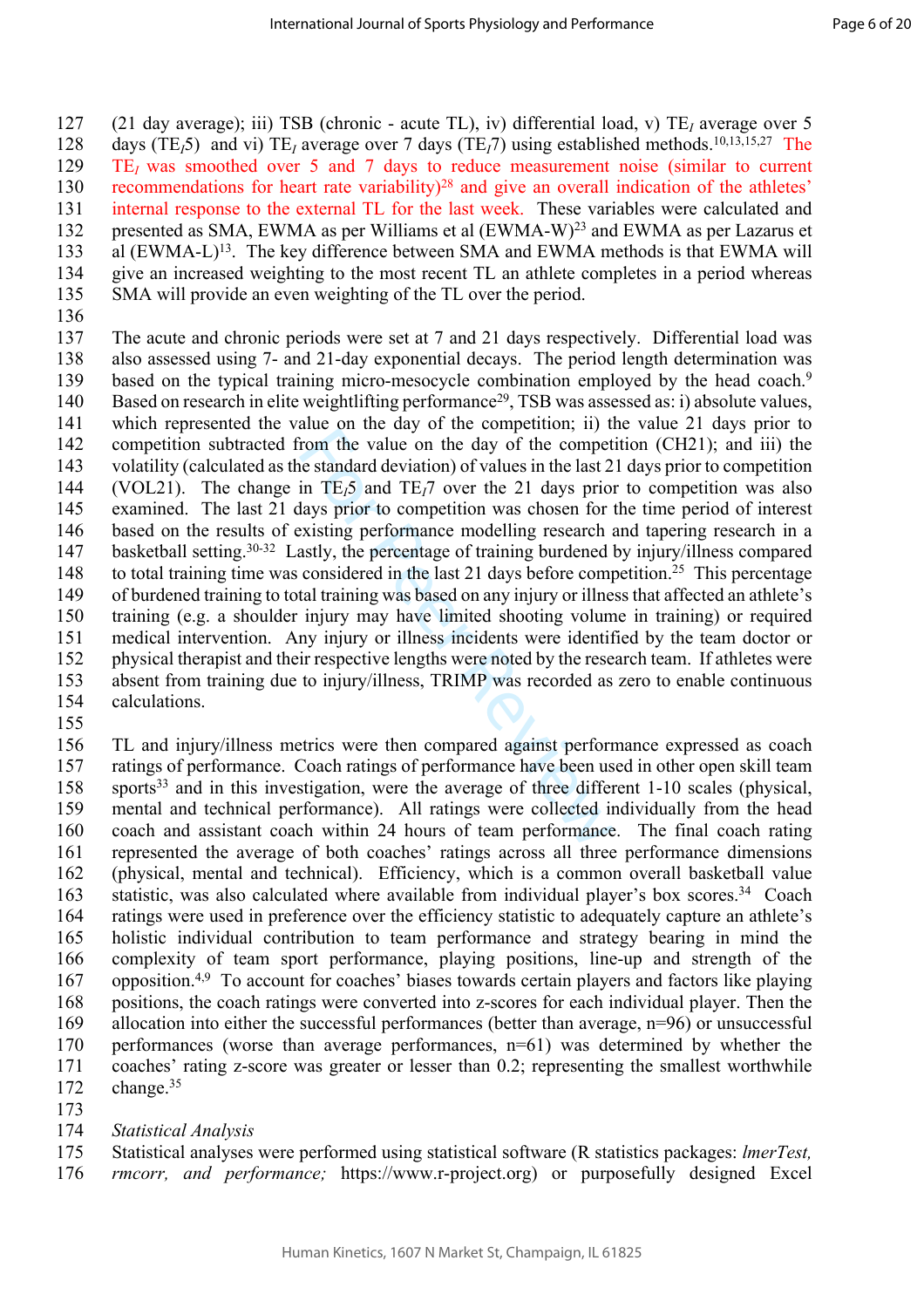(21 day average); iii) TSB (chronic - acute TL), iv) differential load, v) $TE_I$ average over 5 days ($TE_I5$) and vi) $TE_I$ average over 7 days ($TE_I7$) using established methods.[10,13,15,27] The $TE_I$ was smoothed over 5 and 7 days to reduce measurement noise (similar to current recommendations for heart rate variability)[28] and give an overall indication of the athletes' internal response to the external TL for the last week. These variables were calculated and presented as SMA, EWMA as per Williams et al (EWMA-W)[23] and EWMA as per Lazarus et al (EWMA-L)[13]. The key difference between SMA and EWMA methods is that EWMA will give an increased weighting to the most recent TL an athlete completes in a period whereas SMA will provide an even weighting of the TL over the period.

The acute and chronic periods were set at 7 and 21 days respectively. Differential load was also assessed using 7- and 21-day exponential decays. The period length determination was based on the typical training micro-mesocycle combination employed by the head coach.[9] Based on research in elite weightlifting performance[29], TSB was assessed as: i) absolute values, which represented the value on the day of the competition; ii) the value 21 days prior to competition subtracted from the value on the day of the competition (CH21); and iii) the volatility (calculated as the standard deviation) of values in the last 21 days prior to competition (VOL21). The change in $TE_I5$ and $TE_I7$ over the 21 days prior to competition was also examined. The last 21 days prior to competition was chosen for the time period of interest based on the results of existing performance modelling research and tapering research in a basketball setting.[30-32] Lastly, the percentage of training burdened by injury/illness compared to total training time was considered in the last 21 days before competition.[25] This percentage of burdened training to total training was based on any injury or illness that affected an athlete's training (e.g. a shoulder injury may have limited shooting volume in training) or required medical intervention. Any injury or illness incidents were identified by the team doctor or physical therapist and their respective lengths were noted by the research team. If athletes were absent from training due to injury/illness, TRIMP was recorded as zero to enable continuous calculations.

TL and injury/illness metrics were then compared against performance expressed as coach ratings of performance. Coach ratings of performance have been used in other open skill team sports[33] and in this investigation, were the average of three different 1-10 scales (physical, mental and technical performance). All ratings were collected individually from the head coach and assistant coach within 24 hours of team performance. The final coach rating represented the average of both coaches' ratings across all three performance dimensions (physical, mental and technical). Efficiency, which is a common overall basketball value statistic, was also calculated where available from individual player's box scores.[34] Coach ratings were used in preference over the efficiency statistic to adequately capture an athlete's holistic individual contribution to team performance and strategy bearing in mind the complexity of team sport performance, playing positions, line-up and strength of the opposition.[4,9] To account for coaches' biases towards certain players and factors like playing positions, the coach ratings were converted into z-scores for each individual player. Then the allocation into either the successful performances (better than average, n=96) or unsuccessful performances (worse than average performances, n=61) was determined by whether the coaches' rating z-score was greater or lesser than 0.2; representing the smallest worthwhile change.[35]

*Statistical Analysis*

Statistical analyses were performed using statistical software (R statistics packages: *lmerTest, rmcorr, and performance;* https://www.r-project.org) or purposefully designed Excel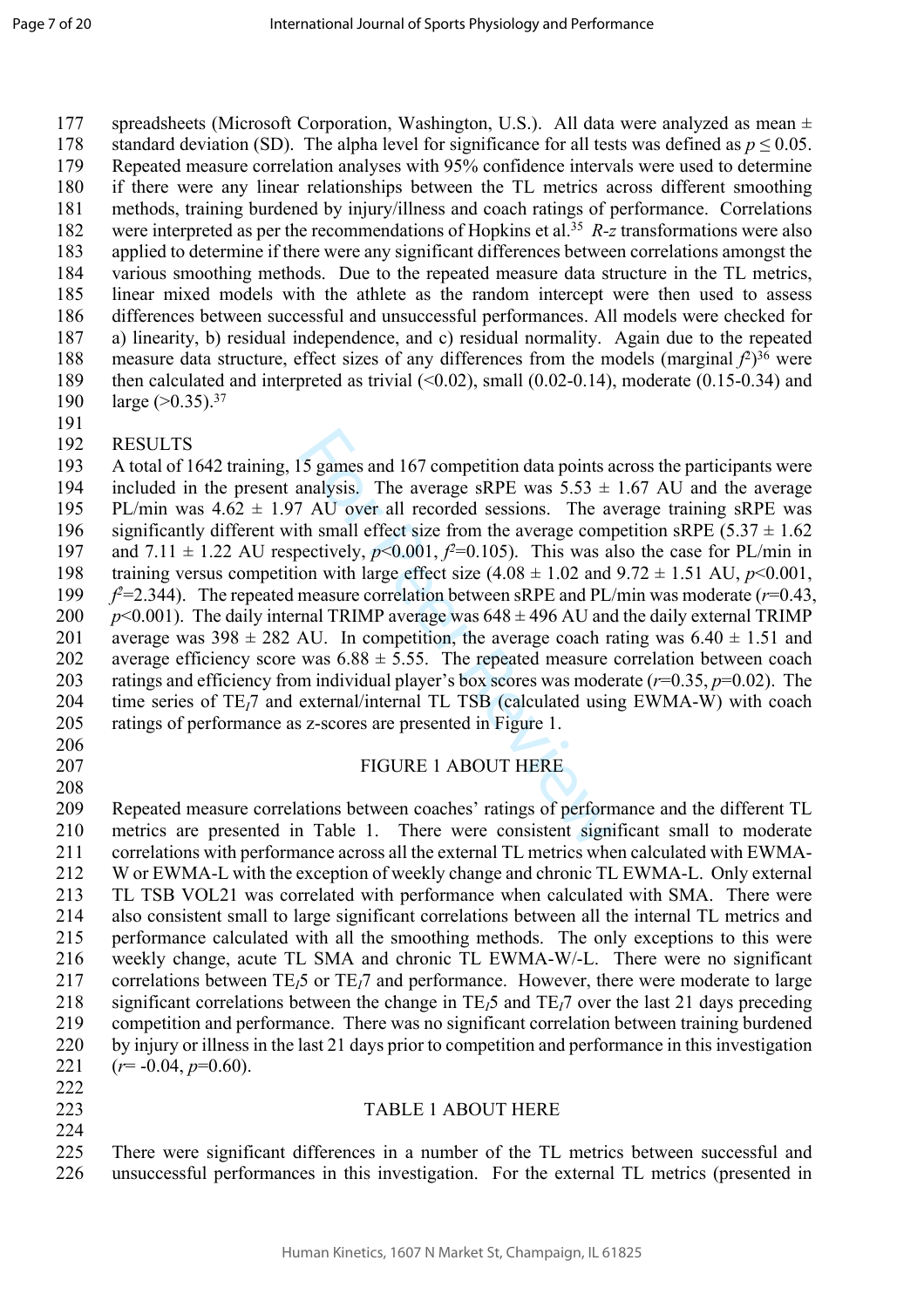spreadsheets (Microsoft Corporation, Washington, U.S.). All data were analyzed as mean ± standard deviation (SD). The alpha level for significance for all tests was defined as $p \leq 0.05$. Repeated measure correlation analyses with 95% confidence intervals were used to determine if there were any linear relationships between the TL metrics across different smoothing methods, training burdened by injury/illness and coach ratings of performance. Correlations were interpreted as per the recommendations of Hopkins et al.[35] *R-z* transformations were also applied to determine if there were any significant differences between correlations amongst the various smoothing methods. Due to the repeated measure data structure in the TL metrics, linear mixed models with the athlete as the random intercept were then used to assess differences between successful and unsuccessful performances. All models were checked for a) linearity, b) residual independence, and c) residual normality. Again due to the repeated measure data structure, effect sizes of any differences from the models (marginal $f^2$)[36] were then calculated and interpreted as trivial (<0.02), small (0.02-0.14), moderate (0.15-0.34) and large (>0.35).[37]

## RESULTS

A total of 1642 training, 15 games and 167 competition data points across the participants were included in the present analysis. The average sRPE was 5.53 ± 1.67 AU and the average PL/min was 4.62 ± 1.97 AU over all recorded sessions. The average training sRPE was significantly different with small effect size from the average competition sRPE (5.37 ± 1.62 and 7.11 ± 1.22 AU respectively, $p<0.001$, $f^2=0.105$). This was also the case for PL/min in training versus competition with large effect size (4.08 ± 1.02 and 9.72 ± 1.51 AU, $p<0.001$, $f^2=2.344$). The repeated measure correlation between sRPE and PL/min was moderate ($r=0.43$, $p<0.001$). The daily internal TRIMP average was 648 ± 496 AU and the daily external TRIMP average was 398 ± 282 AU. In competition, the average coach rating was 6.40 ± 1.51 and average efficiency score was 6.88 ± 5.55. The repeated measure correlation between coach ratings and efficiency from individual player's box scores was moderate ($r=0.35$, $p=0.02$). The time series of $TE_I7$ and external/internal TL TSB (calculated using EWMA-W) with coach ratings of performance as z-scores are presented in Figure 1.

FIGURE 1 ABOUT HERE

Repeated measure correlations between coaches' ratings of performance and the different TL metrics are presented in Table 1. There were consistent significant small to moderate correlations with performance across all the external TL metrics when calculated with EWMA-W or EWMA-L with the exception of weekly change and chronic TL EWMA-L. Only external TL TSB VOL21 was correlated with performance when calculated with SMA. There were also consistent small to large significant correlations between all the internal TL metrics and performance calculated with all the smoothing methods. The only exceptions to this were weekly change, acute TL SMA and chronic TL EWMA-W/-L. There were no significant correlations between $TE_I5$ or $TE_I7$ and performance. However, there were moderate to large significant correlations between the change in $TE_I5$ and $TE_I7$ over the last 21 days preceding competition and performance. There was no significant correlation between training burdened by injury or illness in the last 21 days prior to competition and performance in this investigation ($r= -0.04$, $p=0.60$).

TABLE 1 ABOUT HERE

There were significant differences in a number of the TL metrics between successful and unsuccessful performances in this investigation. For the external TL metrics (presented in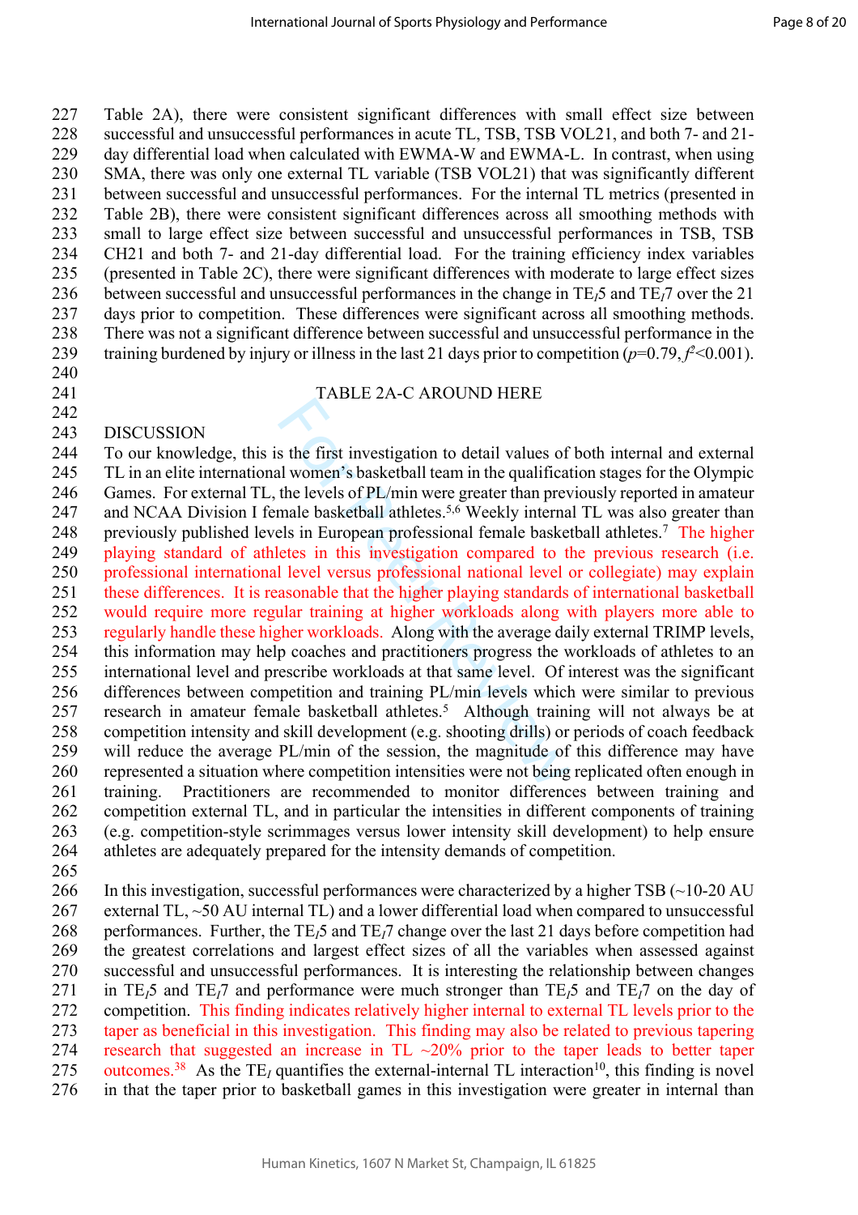Table 2A), there were consistent significant differences with small effect size between successful and unsuccessful performances in acute TL, TSB, TSB VOL21, and both 7- and 21-day differential load when calculated with EWMA-W and EWMA-L. In contrast, when using SMA, there was only one external TL variable (TSB VOL21) that was significantly different between successful and unsuccessful performances. For the internal TL metrics (presented in Table 2B), there were consistent significant differences across all smoothing methods with small to large effect size between successful and unsuccessful performances in TSB, TSB CH21 and both 7- and 21-day differential load. For the training efficiency index variables (presented in Table 2C), there were significant differences with moderate to large effect sizes between successful and unsuccessful performances in the change in $TE_I5$ and $TE_I7$ over the 21 days prior to competition. These differences were significant across all smoothing methods. There was not a significant difference between successful and unsuccessful performance in the training burdened by injury or illness in the last 21 days prior to competition ($p$=0.79, $f^2$<0.001).

TABLE 2A-C AROUND HERE

## DISCUSSION

To our knowledge, this is the first investigation to detail values of both internal and external TL in an elite international women's basketball team in the qualification stages for the Olympic Games. For external TL, the levels of PL/min were greater than previously reported in amateur and NCAA Division I female basketball athletes.[5,6] Weekly internal TL was also greater than previously published levels in European professional female basketball athletes.[7] The higher playing standard of athletes in this investigation compared to the previous research (i.e. professional international level versus professional national level or collegiate) may explain these differences. It is reasonable that the higher playing standards of international basketball would require more regular training at higher workloads along with players more able to regularly handle these higher workloads. Along with the average daily external TRIMP levels, this information may help coaches and practitioners progress the workloads of athletes to an international level and prescribe workloads at that same level. Of interest was the significant differences between competition and training PL/min levels which were similar to previous research in amateur female basketball athletes.[5] Although training will not always be at competition intensity and skill development (e.g. shooting drills) or periods of coach feedback will reduce the average PL/min of the session, the magnitude of this difference may have represented a situation where competition intensities were not being replicated often enough in training. Practitioners are recommended to monitor differences between training and competition external TL, and in particular the intensities in different components of training (e.g. competition-style scrimmages versus lower intensity skill development) to help ensure athletes are adequately prepared for the intensity demands of competition.

In this investigation, successful performances were characterized by a higher TSB (~10-20 AU external TL, ~50 AU internal TL) and a lower differential load when compared to unsuccessful performances. Further, the $TE_I5$ and $TE_I7$ change over the last 21 days before competition had the greatest correlations and largest effect sizes of all the variables when assessed against successful and unsuccessful performances. It is interesting the relationship between changes in $TE_I5$ and $TE_I7$ and performance were much stronger than $TE_I5$ and $TE_I7$ on the day of competition. This finding indicates relatively higher internal to external TL levels prior to the taper as beneficial in this investigation. This finding may also be related to previous tapering research that suggested an increase in TL ~20% prior to the taper leads to better taper outcomes.[38] As the $TE_I$ quantifies the external-internal TL interaction[10], this finding is novel in that the taper prior to basketball games in this investigation were greater in internal than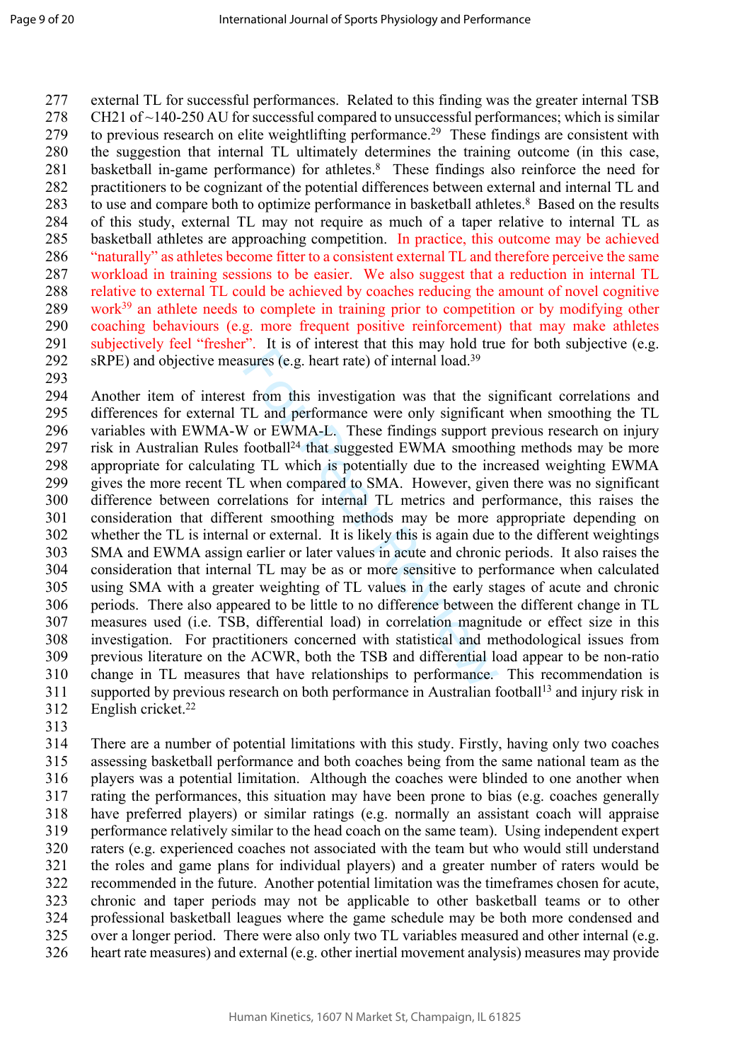external TL for successful performances. Related to this finding was the greater internal TSB CH21 of ~140-250 AU for successful compared to unsuccessful performances; which is similar to previous research on elite weightlifting performance.[29] These findings are consistent with the suggestion that internal TL ultimately determines the training outcome (in this case, basketball in-game performance) for athletes.[8] These findings also reinforce the need for practitioners to be cognizant of the potential differences between external and internal TL and to use and compare both to optimize performance in basketball athletes.[8] Based on the results of this study, external TL may not require as much of a taper relative to internal TL as basketball athletes are approaching competition. In practice, this outcome may be achieved "naturally" as athletes become fitter to a consistent external TL and therefore perceive the same workload in training sessions to be easier. We also suggest that a reduction in internal TL relative to external TL could be achieved by coaches reducing the amount of novel cognitive work[39] an athlete needs to complete in training prior to competition or by modifying other coaching behaviours (e.g. more frequent positive reinforcement) that may make athletes subjectively feel "fresher". It is of interest that this may hold true for both subjective (e.g. sRPE) and objective measures (e.g. heart rate) of internal load.[39]

Another item of interest from this investigation was that the significant correlations and differences for external TL and performance were only significant when smoothing the TL variables with EWMA-W or EWMA-L. These findings support previous research on injury risk in Australian Rules football[24] that suggested EWMA smoothing methods may be more appropriate for calculating TL which is potentially due to the increased weighting EWMA gives the more recent TL when compared to SMA. However, given there was no significant difference between correlations for internal TL metrics and performance, this raises the consideration that different smoothing methods may be more appropriate depending on whether the TL is internal or external. It is likely this is again due to the different weightings SMA and EWMA assign earlier or later values in acute and chronic periods. It also raises the consideration that internal TL may be as or more sensitive to performance when calculated using SMA with a greater weighting of TL values in the early stages of acute and chronic periods. There also appeared to be little to no difference between the different change in TL measures used (i.e. TSB, differential load) in correlation magnitude or effect size in this investigation. For practitioners concerned with statistical and methodological issues from previous literature on the ACWR, both the TSB and differential load appear to be non-ratio change in TL measures that have relationships to performance. This recommendation is supported by previous research on both performance in Australian football[13] and injury risk in English cricket.[22]

There are a number of potential limitations with this study. Firstly, having only two coaches assessing basketball performance and both coaches being from the same national team as the players was a potential limitation. Although the coaches were blinded to one another when rating the performances, this situation may have been prone to bias (e.g. coaches generally have preferred players) or similar ratings (e.g. normally an assistant coach will appraise performance relatively similar to the head coach on the same team). Using independent expert raters (e.g. experienced coaches not associated with the team but who would still understand the roles and game plans for individual players) and a greater number of raters would be recommended in the future. Another potential limitation was the timeframes chosen for acute, chronic and taper periods may not be applicable to other basketball teams or to other professional basketball leagues where the game schedule may be both more condensed and over a longer period. There were also only two TL variables measured and other internal (e.g. heart rate measures) and external (e.g. other inertial movement analysis) measures may provide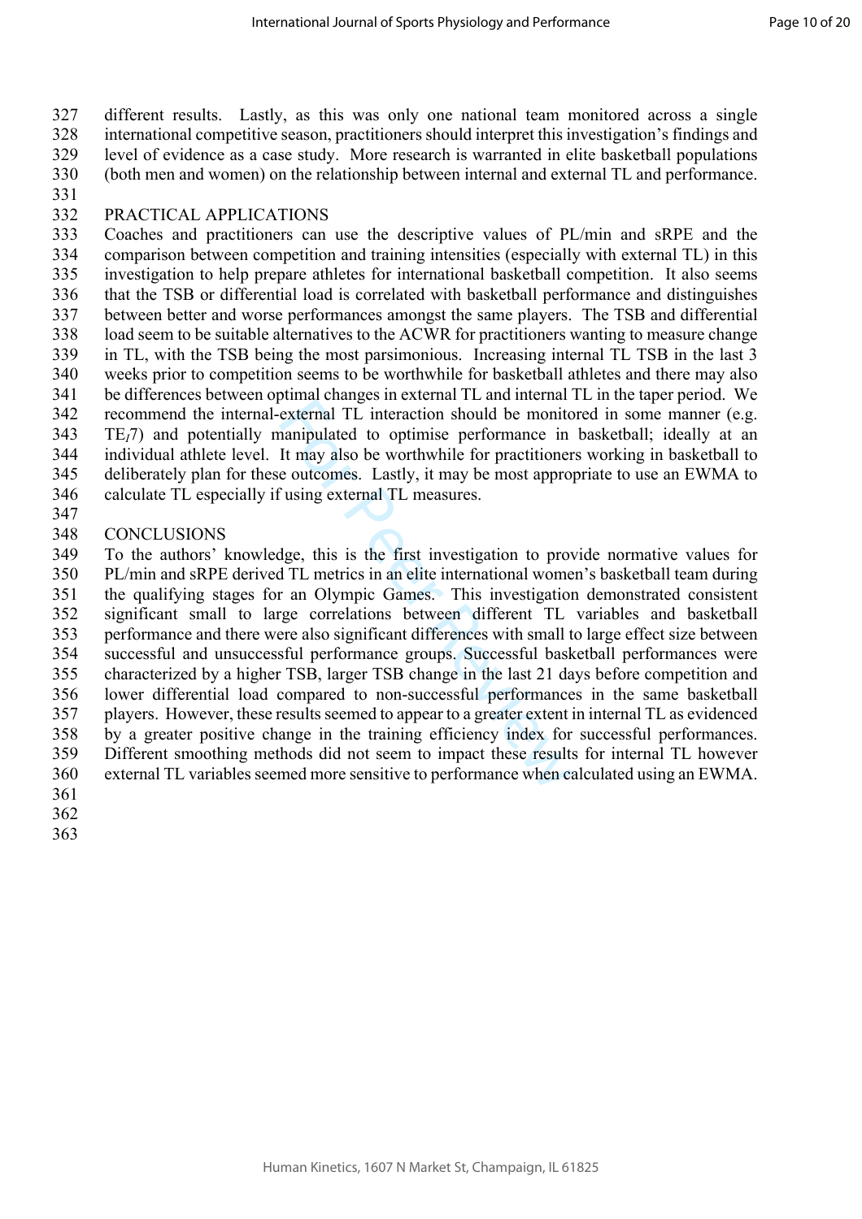different results. Lastly, as this was only one national team monitored across a single international competitive season, practitioners should interpret this investigation's findings and level of evidence as a case study. More research is warranted in elite basketball populations (both men and women) on the relationship between internal and external TL and performance.

## PRACTICAL APPLICATIONS

Coaches and practitioners can use the descriptive values of PL/min and sRPE and the comparison between competition and training intensities (especially with external TL) in this investigation to help prepare athletes for international basketball competition. It also seems that the TSB or differential load is correlated with basketball performance and distinguishes between better and worse performances amongst the same players. The TSB and differential load seem to be suitable alternatives to the ACWR for practitioners wanting to measure change in TL, with the TSB being the most parsimonious. Increasing internal TL TSB in the last 3 weeks prior to competition seems to be worthwhile for basketball athletes and there may also be differences between optimal changes in external TL and internal TL in the taper period. We recommend the internal-external TL interaction should be monitored in some manner (e.g. $TE_I7$) and potentially manipulated to optimise performance in basketball; ideally at an individual athlete level. It may also be worthwhile for practitioners working in basketball to deliberately plan for these outcomes. Lastly, it may be most appropriate to use an EWMA to calculate TL especially if using external TL measures.

## CONCLUSIONS

To the authors' knowledge, this is the first investigation to provide normative values for PL/min and sRPE derived TL metrics in an elite international women's basketball team during the qualifying stages for an Olympic Games. This investigation demonstrated consistent significant small to large correlations between different TL variables and basketball performance and there were also significant differences with small to large effect size between successful and unsuccessful performance groups. Successful basketball performances were characterized by a higher TSB, larger TSB change in the last 21 days before competition and lower differential load compared to non-successful performances in the same basketball players. However, these results seemed to appear to a greater extent in internal TL as evidenced by a greater positive change in the training efficiency index for successful performances. Different smoothing methods did not seem to impact these results for internal TL however external TL variables seemed more sensitive to performance when calculated using an EWMA.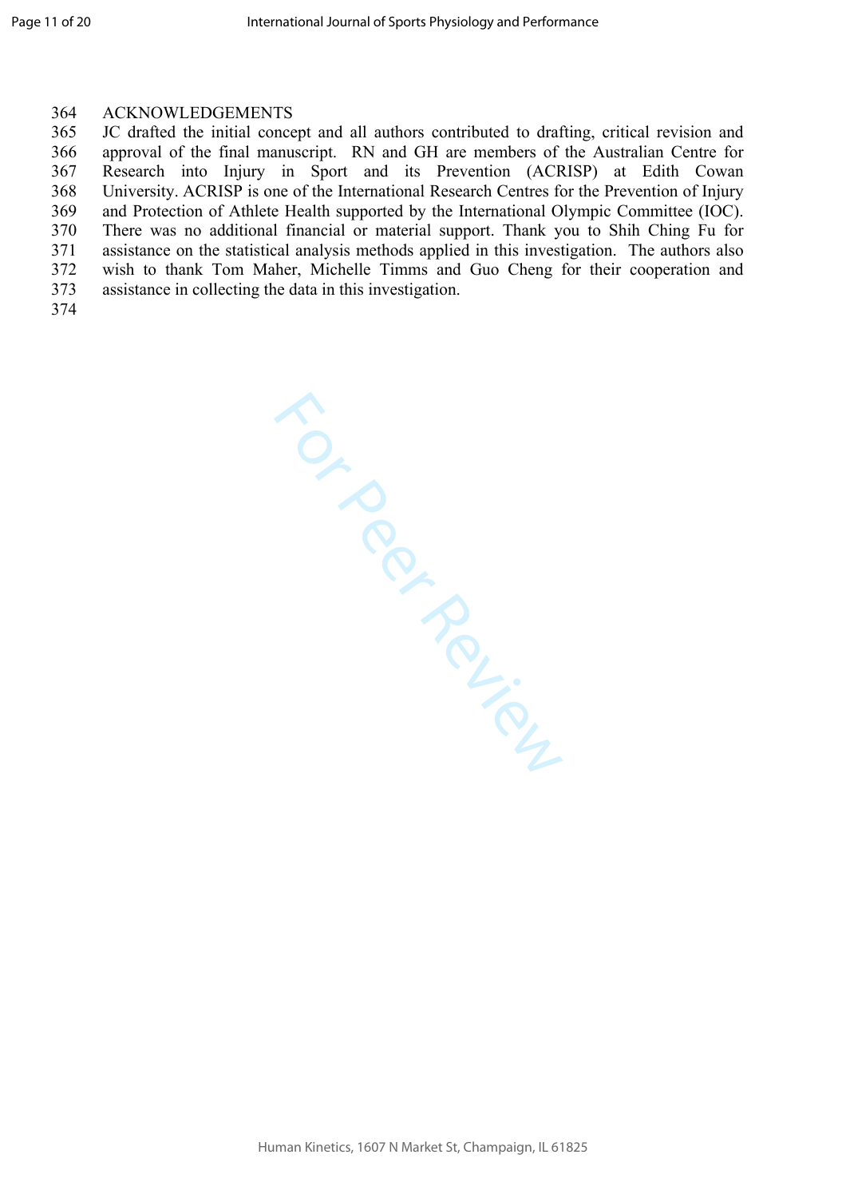## ACKNOWLEDGEMENTS

JC drafted the initial concept and all authors contributed to drafting, critical revision and approval of the final manuscript. RN and GH are members of the Australian Centre for Research into Injury in Sport and its Prevention (ACRISP) at Edith Cowan University. ACRISP is one of the International Research Centres for the Prevention of Injury and Protection of Athlete Health supported by the International Olympic Committee (IOC). There was no additional financial or material support. Thank you to Shih Ching Fu for assistance on the statistical analysis methods applied in this investigation. The authors also wish to thank Tom Maher, Michelle Timms and Guo Cheng for their cooperation and assistance in collecting the data in this investigation.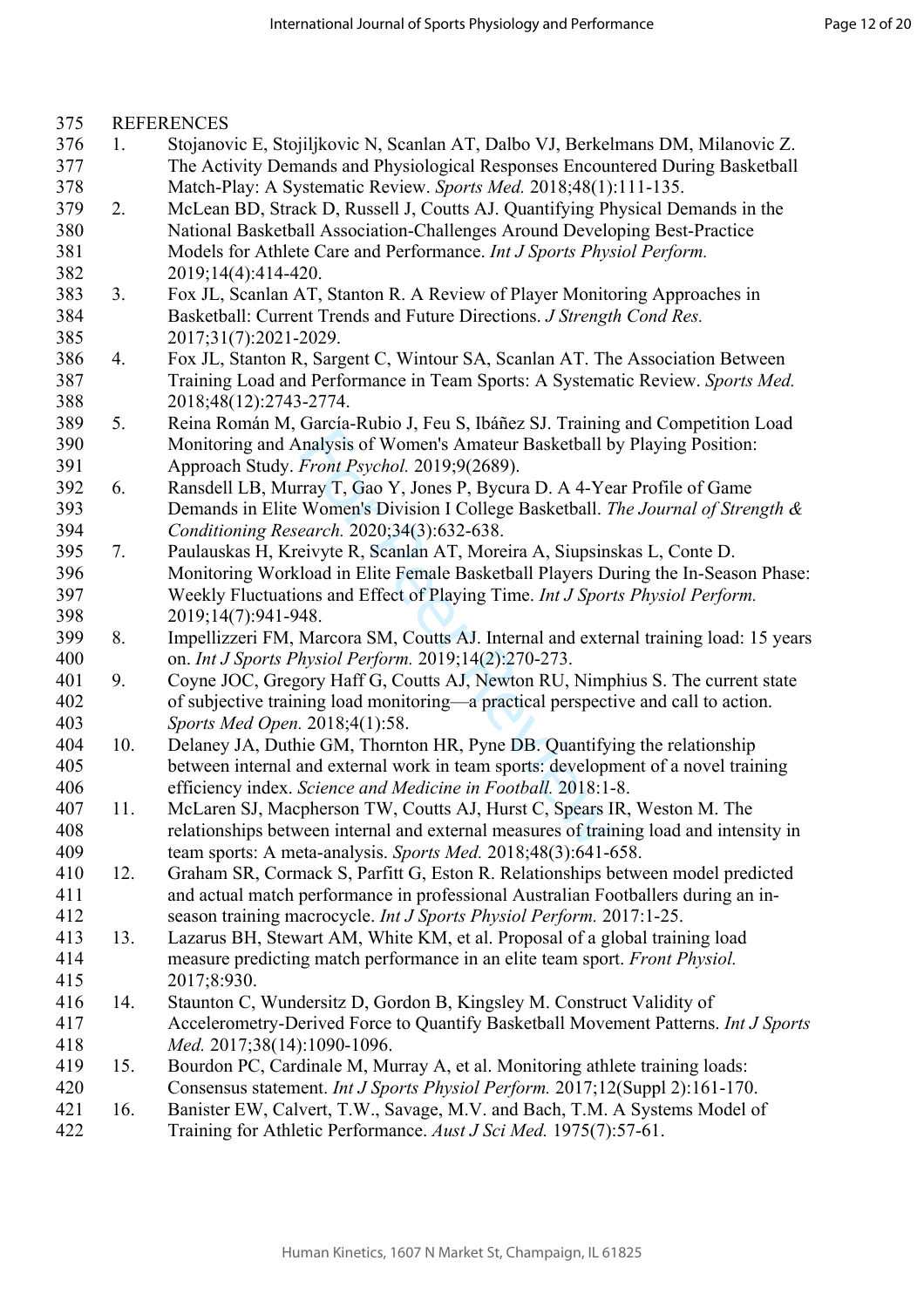## REFERENCES

1. Stojanovic E, Stojiljkovic N, Scanlan AT, Dalbo VJ, Berkelmans DM, Milanovic Z. The Activity Demands and Physiological Responses Encountered During Basketball Match-Play: A Systematic Review. *Sports Med.* 2018;48(1):111-135.
2. McLean BD, Strack D, Russell J, Coutts AJ. Quantifying Physical Demands in the National Basketball Association-Challenges Around Developing Best-Practice Models for Athlete Care and Performance. *Int J Sports Physiol Perform.* 2019;14(4):414-420.
3. Fox JL, Scanlan AT, Stanton R. A Review of Player Monitoring Approaches in Basketball: Current Trends and Future Directions. *J Strength Cond Res.* 2017;31(7):2021-2029.
4. Fox JL, Stanton R, Sargent C, Wintour SA, Scanlan AT. The Association Between Training Load and Performance in Team Sports: A Systematic Review. *Sports Med.* 2018;48(12):2743-2774.
5. Reina Román M, García-Rubio J, Feu S, Ibáñez SJ. Training and Competition Load Monitoring and Analysis of Women's Amateur Basketball by Playing Position: Approach Study. *Front Psychol.* 2019;9(2689).
6. Ransdell LB, Murray T, Gao Y, Jones P, Bycura D. A 4-Year Profile of Game Demands in Elite Women's Division I College Basketball. *The Journal of Strength & Conditioning Research.* 2020;34(3):632-638.
7. Paulauskas H, Kreivyte R, Scanlan AT, Moreira A, Siupsinskas L, Conte D. Monitoring Workload in Elite Female Basketball Players During the In-Season Phase: Weekly Fluctuations and Effect of Playing Time. *Int J Sports Physiol Perform.* 2019;14(7):941-948.
8. Impellizzeri FM, Marcora SM, Coutts AJ. Internal and external training load: 15 years on. *Int J Sports Physiol Perform.* 2019;14(2):270-273.
9. Coyne JOC, Gregory Haff G, Coutts AJ, Newton RU, Nimphius S. The current state of subjective training load monitoring—a practical perspective and call to action. *Sports Med Open.* 2018;4(1):58.
10. Delaney JA, Duthie GM, Thornton HR, Pyne DB. Quantifying the relationship between internal and external work in team sports: development of a novel training efficiency index. *Science and Medicine in Football.* 2018:1-8.
11. McLaren SJ, Macpherson TW, Coutts AJ, Hurst C, Spears IR, Weston M. The relationships between internal and external measures of training load and intensity in team sports: A meta-analysis. *Sports Med.* 2018;48(3):641-658.
12. Graham SR, Cormack S, Parfitt G, Eston R. Relationships between model predicted and actual match performance in professional Australian Footballers during an in-season training macrocycle. *Int J Sports Physiol Perform.* 2017:1-25.
13. Lazarus BH, Stewart AM, White KM, et al. Proposal of a global training load measure predicting match performance in an elite team sport. *Front Physiol.* 2017;8:930.
14. Staunton C, Wundersitz D, Gordon B, Kingsley M. Construct Validity of Accelerometry-Derived Force to Quantify Basketball Movement Patterns. *Int J Sports Med.* 2017;38(14):1090-1096.
15. Bourdon PC, Cardinale M, Murray A, et al. Monitoring athlete training loads: Consensus statement. *Int J Sports Physiol Perform.* 2017;12(Suppl 2):161-170.
16. Banister EW, Calvert, T.W., Savage, M.V. and Bach, T.M. A Systems Model of Training for Athletic Performance. *Aust J Sci Med.* 1975(7):57-61.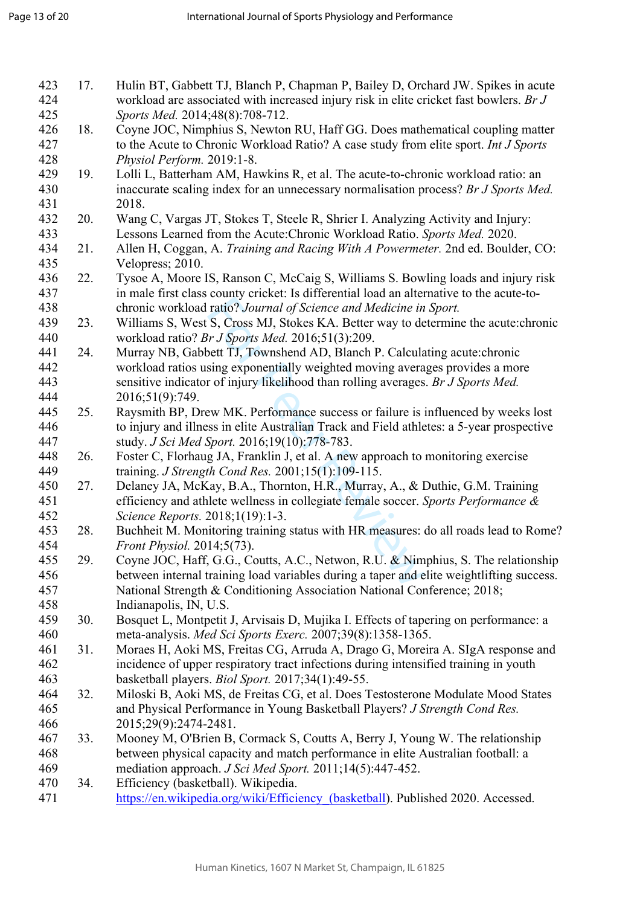17. Hulin BT, Gabbett TJ, Blanch P, Chapman P, Bailey D, Orchard JW. Spikes in acute workload are associated with increased injury risk in elite cricket fast bowlers. *Br J Sports Med.* 2014;48(8):708-712.
18. Coyne JOC, Nimphius S, Newton RU, Haff GG. Does mathematical coupling matter to the Acute to Chronic Workload Ratio? A case study from elite sport. *Int J Sports Physiol Perform.* 2019:1-8.
19. Lolli L, Batterham AM, Hawkins R, et al. The acute-to-chronic workload ratio: an inaccurate scaling index for an unnecessary normalisation process? *Br J Sports Med.* 2018.
20. Wang C, Vargas JT, Stokes T, Steele R, Shrier I. Analyzing Activity and Injury: Lessons Learned from the Acute:Chronic Workload Ratio. *Sports Med.* 2020.
21. Allen H, Coggan, A. *Training and Racing With A Powermeter.* 2nd ed. Boulder, CO: Velopress; 2010.
22. Tysoe A, Moore IS, Ranson C, McCaig S, Williams S. Bowling loads and injury risk in male first class county cricket: Is differential load an alternative to the acute-to-chronic workload ratio? *Journal of Science and Medicine in Sport.*
23. Williams S, West S, Cross MJ, Stokes KA. Better way to determine the acute:chronic workload ratio? *Br J Sports Med.* 2016;51(3):209.
24. Murray NB, Gabbett TJ, Townshend AD, Blanch P. Calculating acute:chronic workload ratios using exponentially weighted moving averages provides a more sensitive indicator of injury likelihood than rolling averages. *Br J Sports Med.* 2016;51(9):749.
25. Raysmith BP, Drew MK. Performance success or failure is influenced by weeks lost to injury and illness in elite Australian Track and Field athletes: a 5-year prospective study. *J Sci Med Sport.* 2016;19(10):778-783.
26. Foster C, Florhaug JA, Franklin J, et al. A new approach to monitoring exercise training. *J Strength Cond Res.* 2001;15(1):109-115.
27. Delaney JA, McKay, B.A., Thornton, H.R., Murray, A., & Duthie, G.M. Training efficiency and athlete wellness in collegiate female soccer. *Sports Performance & Science Reports.* 2018;1(19):1-3.
28. Buchheit M. Monitoring training status with HR measures: do all roads lead to Rome? *Front Physiol.* 2014;5(73).
29. Coyne JOC, Haff, G.G., Coutts, A.C., Netwon, R.U. & Nimphius, S. The relationship between internal training load variables during a taper and elite weightlifting success. National Strength & Conditioning Association National Conference; 2018; Indianapolis, IN, U.S.
30. Bosquet L, Montpetit J, Arvisais D, Mujika I. Effects of tapering on performance: a meta-analysis. *Med Sci Sports Exerc.* 2007;39(8):1358-1365.
31. Moraes H, Aoki MS, Freitas CG, Arruda A, Drago G, Moreira A. SIgA response and incidence of upper respiratory tract infections during intensified training in youth basketball players. *Biol Sport.* 2017;34(1):49-55.
32. Miloski B, Aoki MS, de Freitas CG, et al. Does Testosterone Modulate Mood States and Physical Performance in Young Basketball Players? *J Strength Cond Res.* 2015;29(9):2474-2481.
33. Mooney M, O'Brien B, Cormack S, Coutts A, Berry J, Young W. The relationship between physical capacity and match performance in elite Australian football: a mediation approach. *J Sci Med Sport.* 2011;14(5):447-452.
34. Efficiency (basketball). Wikipedia. https://en.wikipedia.org/wiki/Efficiency_(basketball). Published 2020. Accessed.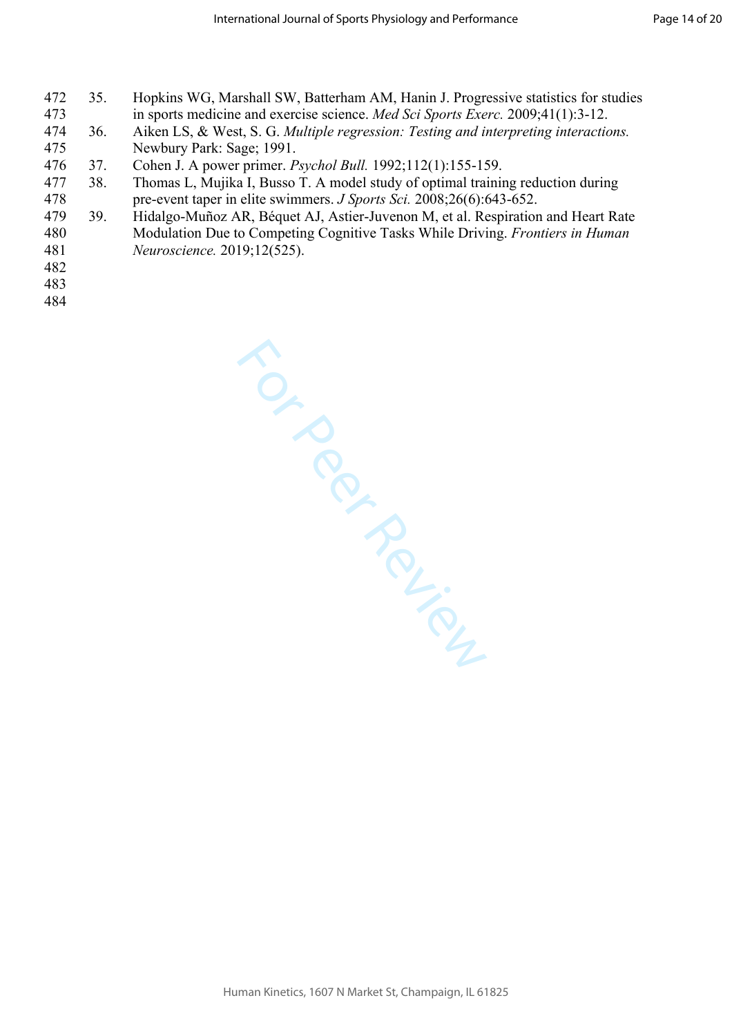35. Hopkins WG, Marshall SW, Batterham AM, Hanin J. Progressive statistics for studies in sports medicine and exercise science. *Med Sci Sports Exerc.* 2009;41(1):3-12.
36. Aiken LS, & West, S. G. *Multiple regression: Testing and interpreting interactions.* Newbury Park: Sage; 1991.
37. Cohen J. A power primer. *Psychol Bull.* 1992;112(1):155-159.
38. Thomas L, Mujika I, Busso T. A model study of optimal training reduction during pre-event taper in elite swimmers. *J Sports Sci.* 2008;26(6):643-652.
39. Hidalgo-Muñoz AR, Béquet AJ, Astier-Juvenon M, et al. Respiration and Heart Rate Modulation Due to Competing Cognitive Tasks While Driving. *Frontiers in Human Neuroscience.* 2019;12(525).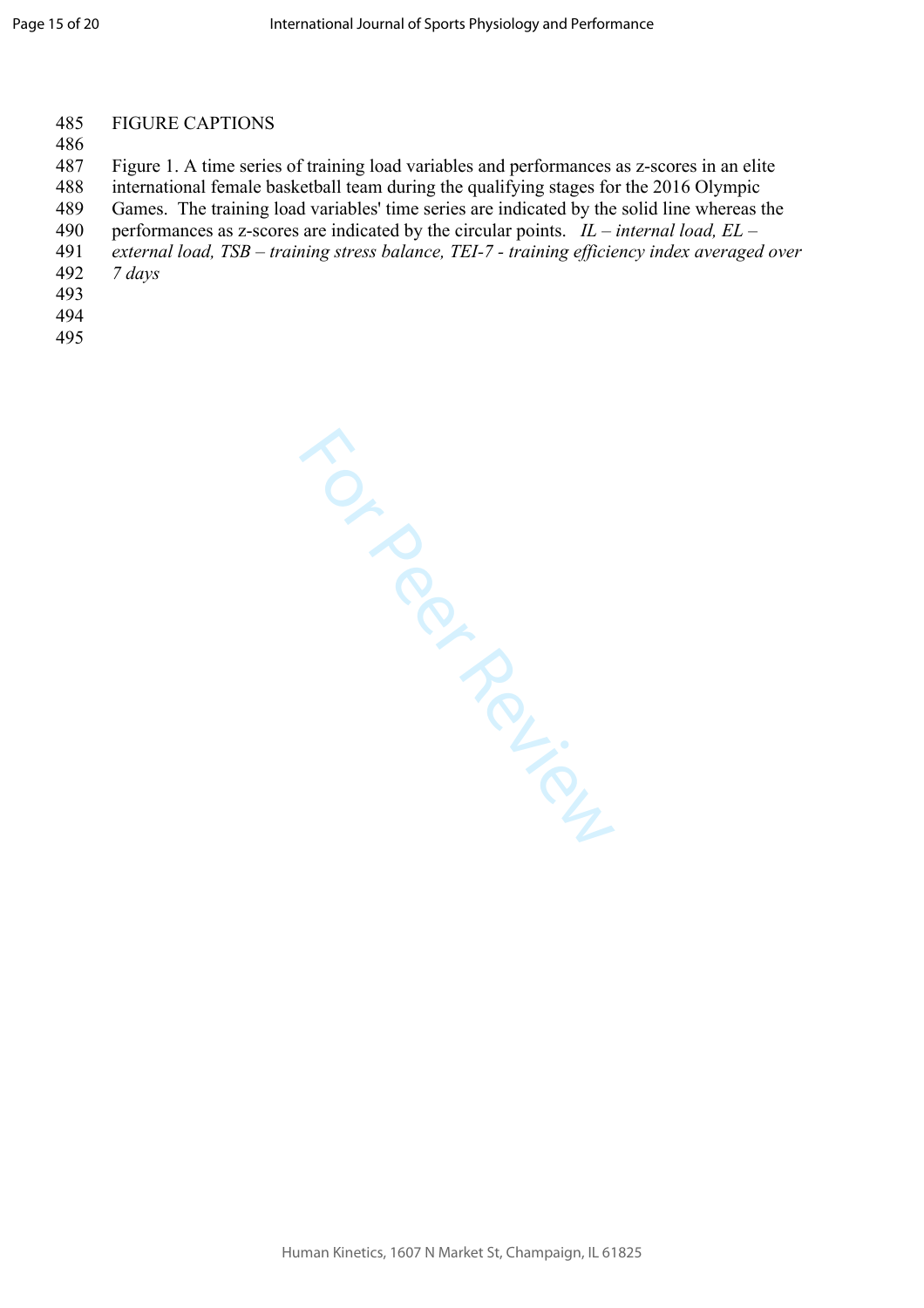# FIGURE CAPTIONS

Figure 1. A time series of training load variables and performances as z-scores in an elite international female basketball team during the qualifying stages for the 2016 Olympic Games. The training load variables' time series are indicated by the solid line whereas the performances as z-scores are indicated by the circular points. *IL – internal load, EL – external load, TSB – training stress balance, TEI-7 - training efficiency index averaged over 7 days*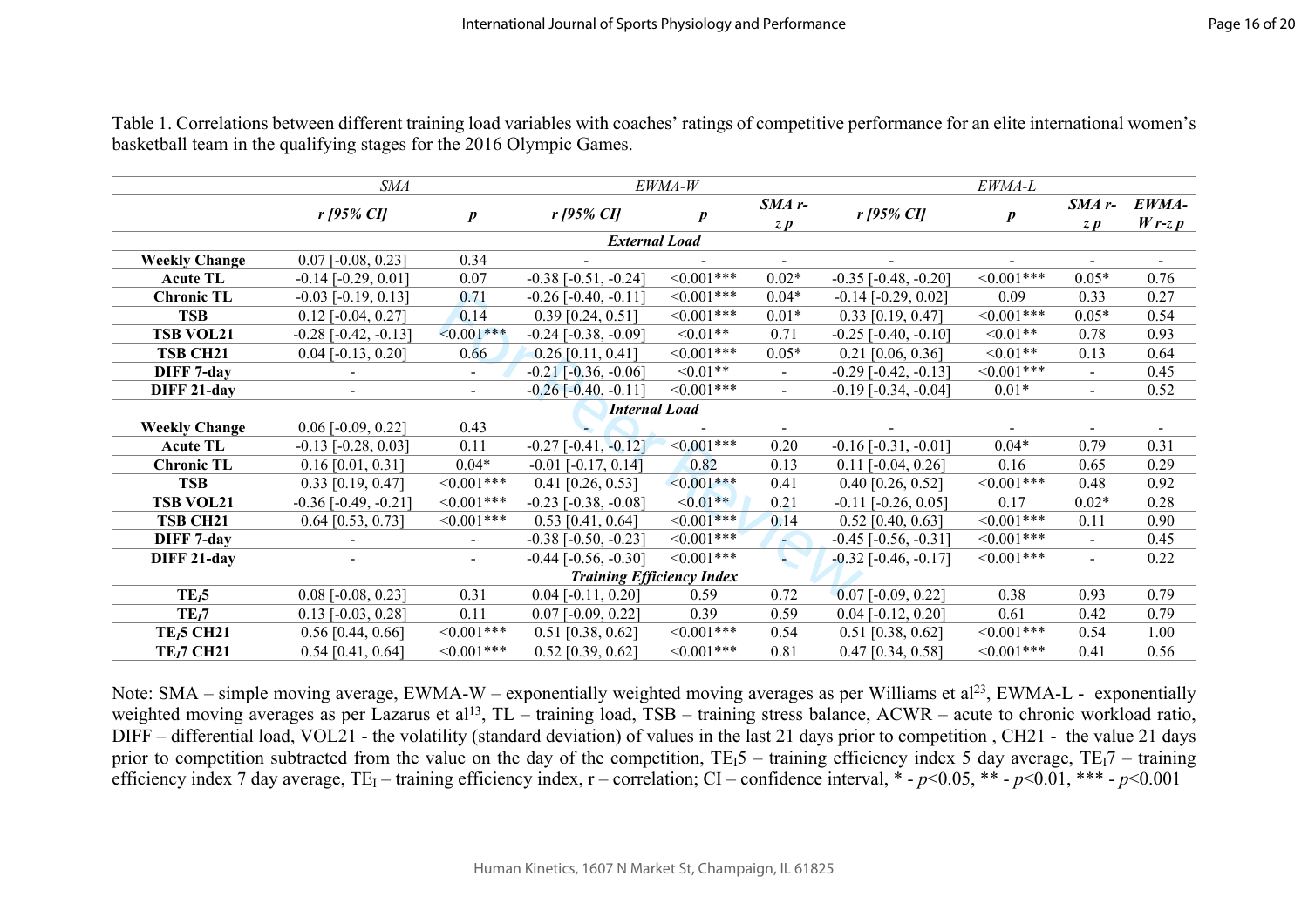Table 1. Correlations between different training load variables with coaches' ratings of competitive performance for an elite international women's basketball team in the qualifying stages for the 2016 Olympic Games.

| | *SMA* | | *EWMA-W* | | | *EWMA-L* | | | |
|---|---|---|---|---|---|---|---|---|---|
| | ***r [95% CI]*** | ***p*** | ***r [95% CI]*** | ***p*** | ***SMA r-z p*** | ***r [95% CI]*** | ***p*** | ***SMA r-z p*** | ***EWMA-W r-z p*** |
| | | | | ***External Load*** | | | | | |
| **Weekly Change** | 0.07 [-0.08, 0.23] | 0.34 | - | - | - | - | - | - | - |
| **Acute TL** | -0.14 [-0.29, 0.01] | 0.07 | -0.38 [-0.51, -0.24] | <0.001*** | 0.02* | -0.35 [-0.48, -0.20] | <0.001*** | 0.05* | 0.76 |
| **Chronic TL** | -0.03 [-0.19, 0.13] | 0.71 | -0.26 [-0.40, -0.11] | <0.001*** | 0.04* | -0.14 [-0.29, 0.02] | 0.09 | 0.33 | 0.27 |
| **TSB** | 0.12 [-0.04, 0.27] | 0.14 | 0.39 [0.24, 0.51] | <0.001*** | 0.01* | 0.33 [0.19, 0.47] | <0.001*** | 0.05* | 0.54 |
| **TSB VOL21** | -0.28 [-0.42, -0.13] | <0.001*** | -0.24 [-0.38, -0.09] | <0.01** | 0.71 | -0.25 [-0.40, -0.10] | <0.01** | 0.78 | 0.93 |
| **TSB CH21** | 0.04 [-0.13, 0.20] | 0.66 | 0.26 [0.11, 0.41] | <0.001*** | 0.05* | 0.21 [0.06, 0.36] | <0.01** | 0.13 | 0.64 |
| **DIFF 7-day** | - | - | -0.21 [-0.36, -0.06] | <0.01** | - | -0.29 [-0.42, -0.13] | <0.001*** | - | 0.45 |
| **DIFF 21-day** | - | - | -0.26 [-0.40, -0.11] | <0.001*** | - | -0.19 [-0.34, -0.04] | 0.01* | - | 0.52 |
| | | | | ***Internal Load*** | | | | | |
| **Weekly Change** | 0.06 [-0.09, 0.22] | 0.43 | - | - | - | - | - | - | - |
| **Acute TL** | -0.13 [-0.28, 0.03] | 0.11 | -0.27 [-0.41, -0.12] | <0.001*** | 0.20 | -0.16 [-0.31, -0.01] | 0.04* | 0.79 | 0.31 |
| **Chronic TL** | 0.16 [0.01, 0.31] | 0.04* | -0.01 [-0.17, 0.14] | 0.82 | 0.13 | 0.11 [-0.04, 0.26] | 0.16 | 0.65 | 0.29 |
| **TSB** | 0.33 [0.19, 0.47] | <0.001*** | 0.41 [0.26, 0.53] | <0.001*** | 0.41 | 0.40 [0.26, 0.52] | <0.001*** | 0.48 | 0.92 |
| **TSB VOL21** | -0.36 [-0.49, -0.21] | <0.001*** | -0.23 [-0.38, -0.08] | <0.01** | 0.21 | -0.11 [-0.26, 0.05] | 0.17 | 0.02* | 0.28 |
| **TSB CH21** | 0.64 [0.53, 0.73] | <0.001*** | 0.53 [0.41, 0.64] | <0.001*** | 0.14 | 0.52 [0.40, 0.63] | <0.001*** | 0.11 | 0.90 |
| **DIFF 7-day** | - | - | -0.38 [-0.50, -0.23] | <0.001*** | - | -0.45 [-0.56, -0.31] | <0.001*** | - | 0.45 |
| **DIFF 21-day** | - | - | -0.44 [-0.56, -0.30] | <0.001*** | - | -0.32 [-0.46, -0.17] | <0.001*** | - | 0.22 |
| | | | | ***Training Efficiency Index*** | | | | | |
| **$TE_I$5** | 0.08 [-0.08, 0.23] | 0.31 | 0.04 [-0.11, 0.20] | 0.59 | 0.72 | 0.07 [-0.09, 0.22] | 0.38 | 0.93 | 0.79 |
| **$TE_I$7** | 0.13 [-0.03, 0.28] | 0.11 | 0.07 [-0.09, 0.22] | 0.39 | 0.59 | 0.04 [-0.12, 0.20] | 0.61 | 0.42 | 0.79 |
| **$TE_I$5 CH21** | 0.56 [0.44, 0.66] | <0.001*** | 0.51 [0.38, 0.62] | <0.001*** | 0.54 | 0.51 [0.38, 0.62] | <0.001*** | 0.54 | 1.00 |
| **$TE_I$7 CH21** | 0.54 [0.41, 0.64] | <0.001*** | 0.52 [0.39, 0.62] | <0.001*** | 0.81 | 0.47 [0.34, 0.58] | <0.001*** | 0.41 | 0.56 |

Note: SMA – simple moving average, EWMA-W – exponentially weighted moving averages as per Williams et al[23], EWMA-L - exponentially weighted moving averages as per Lazarus et al[13], TL – training load, TSB – training stress balance, ACWR – acute to chronic workload ratio, DIFF – differential load, VOL21 - the volatility (standard deviation) of values in the last 21 days prior to competition , CH21 - the value 21 days prior to competition subtracted from the value on the day of the competition, $TE_I$5 – training efficiency index 5 day average, $TE_I$7 – training efficiency index 7 day average, $TE_I$ – training efficiency index, r – correlation; CI – confidence interval, * - $p$<0.05, ** - $p$<0.01, *** - $p$<0.001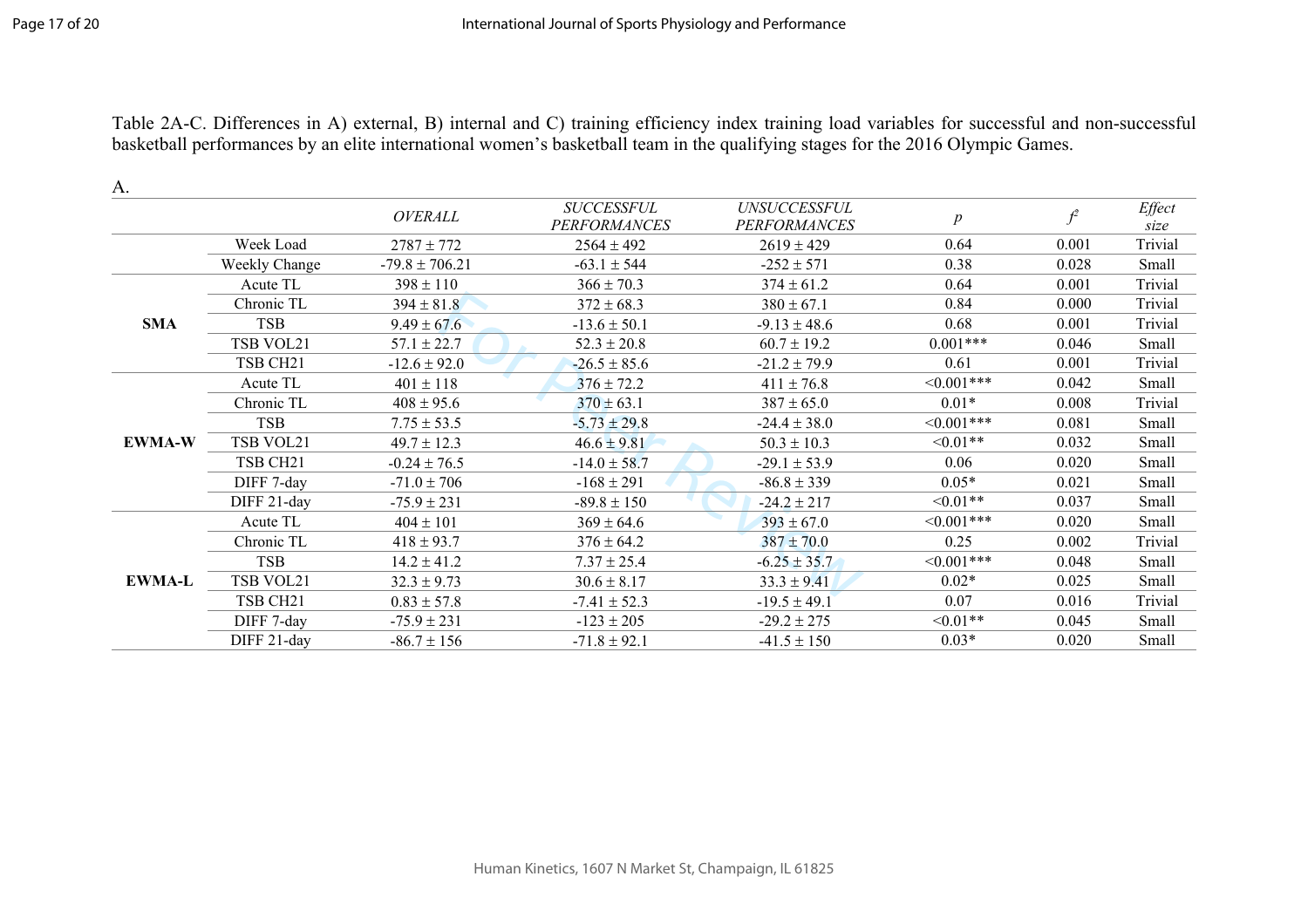Table 2A-C. Differences in A) external, B) internal and C) training efficiency index training load variables for successful and non-successful basketball performances by an elite international women's basketball team in the qualifying stages for the 2016 Olympic Games.

A.

| | | *OVERALL* | *SUCCESSFUL PERFORMANCES* | *UNSUCCESSFUL PERFORMANCES* | *p* | $f^2$ | *Effect size* |
|---|---|---|---|---|---|---|---|
| | Week Load | 2787 ± 772 | 2564 ± 492 | 2619 ± 429 | 0.64 | 0.001 | Trivial |
| | Weekly Change | -79.8 ± 706.21 | -63.1 ± 544 | -252 ± 571 | 0.38 | 0.028 | Small |
| **SMA** | Acute TL | 398 ± 110 | 366 ± 70.3 | 374 ± 61.2 | 0.64 | 0.001 | Trivial |
| | Chronic TL | 394 ± 81.8 | 372 ± 68.3 | 380 ± 67.1 | 0.84 | 0.000 | Trivial |
| | TSB | 9.49 ± 67.6 | -13.6 ± 50.1 | -9.13 ± 48.6 | 0.68 | 0.001 | Trivial |
| | TSB VOL21 | 57.1 ± 22.7 | 52.3 ± 20.8 | 60.7 ± 19.2 | 0.001*** | 0.046 | Small |
| | TSB CH21 | -12.6 ± 92.0 | -26.5 ± 85.6 | -21.2 ± 79.9 | 0.61 | 0.001 | Trivial |
| **EWMA-W** | Acute TL | 401 ± 118 | 376 ± 72.2 | 411 ± 76.8 | <0.001*** | 0.042 | Small |
| | Chronic TL | 408 ± 95.6 | 370 ± 63.1 | 387 ± 65.0 | 0.01* | 0.008 | Trivial |
| | TSB | 7.75 ± 53.5 | -5.73 ± 29.8 | -24.4 ± 38.0 | <0.001*** | 0.081 | Small |
| | TSB VOL21 | 49.7 ± 12.3 | 46.6 ± 9.81 | 50.3 ± 10.3 | <0.01** | 0.032 | Small |
| | TSB CH21 | -0.24 ± 76.5 | -14.0 ± 58.7 | -29.1 ± 53.9 | 0.06 | 0.020 | Small |
| | DIFF 7-day | -71.0 ± 706 | -168 ± 291 | -86.8 ± 339 | 0.05* | 0.021 | Small |
| | DIFF 21-day | -75.9 ± 231 | -89.8 ± 150 | -24.2 ± 217 | <0.01** | 0.037 | Small |
| **EWMA-L** | Acute TL | 404 ± 101 | 369 ± 64.6 | 393 ± 67.0 | <0.001*** | 0.020 | Small |
| | Chronic TL | 418 ± 93.7 | 376 ± 64.2 | 387 ± 70.0 | 0.25 | 0.002 | Trivial |
| | TSB | 14.2 ± 41.2 | 7.37 ± 25.4 | -6.25 ± 35.7 | <0.001*** | 0.048 | Small |
| | TSB VOL21 | 32.3 ± 9.73 | 30.6 ± 8.17 | 33.3 ± 9.41 | 0.02* | 0.025 | Small |
| | TSB CH21 | 0.83 ± 57.8 | -7.41 ± 52.3 | -19.5 ± 49.1 | 0.07 | 0.016 | Trivial |
| | DIFF 7-day | -75.9 ± 231 | -123 ± 205 | -29.2 ± 275 | <0.01** | 0.045 | Small |
| | DIFF 21-day | -86.7 ± 156 | -71.8 ± 92.1 | -41.5 ± 150 | 0.03* | 0.020 | Small |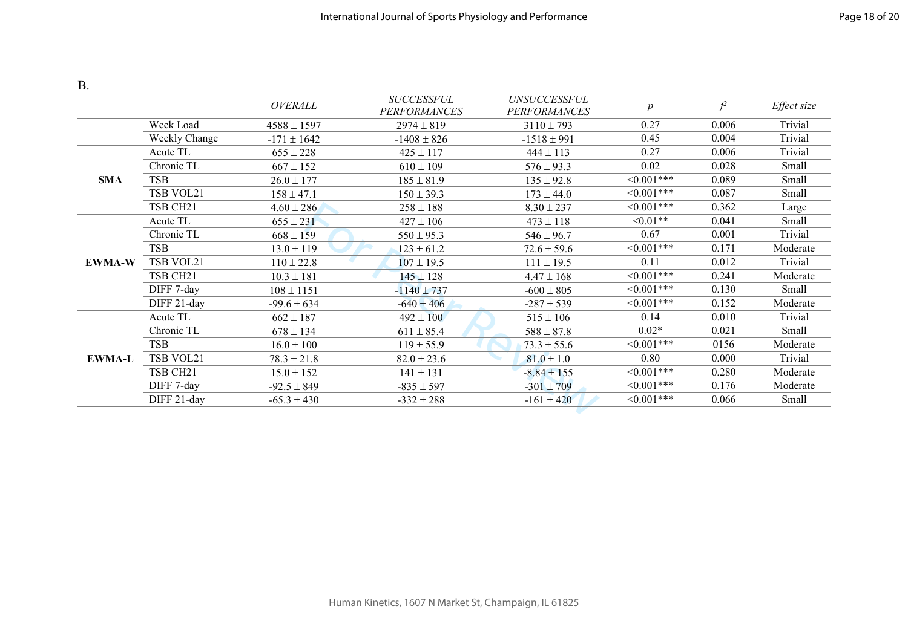B.

| | | *OVERALL* | *SUCCESSFUL PERFORMANCES* | *UNSUCCESSFUL PERFORMANCES* | *p* | *f²* | *Effect size* |
|---|---|---|---|---|---|---|---|
| | Week Load | 4588 ± 1597 | 2974 ± 819 | 3110 ± 793 | 0.27 | 0.006 | Trivial |
| | Weekly Change | -171 ± 1642 | -1408 ± 826 | -1518 ± 991 | 0.45 | 0.004 | Trivial |
| **SMA** | Acute TL | 655 ± 228 | 425 ± 117 | 444 ± 113 | 0.27 | 0.006 | Trivial |
| | Chronic TL | 667 ± 152 | 610 ± 109 | 576 ± 93.3 | 0.02 | 0.028 | Small |
| | TSB | 26.0 ± 177 | 185 ± 81.9 | 135 ± 92.8 | <0.001*** | 0.089 | Small |
| | TSB VOL21 | 158 ± 47.1 | 150 ± 39.3 | 173 ± 44.0 | <0.001*** | 0.087 | Small |
| | TSB CH21 | 4.60 ± 286 | 258 ± 188 | 8.30 ± 237 | <0.001*** | 0.362 | Large |
| **EWMA-W** | Acute TL | 655 ± 231 | 427 ± 106 | 473 ± 118 | <0.01** | 0.041 | Small |
| | Chronic TL | 668 ± 159 | 550 ± 95.3 | 546 ± 96.7 | 0.67 | 0.001 | Trivial |
| | TSB | 13.0 ± 119 | 123 ± 61.2 | 72.6 ± 59.6 | <0.001*** | 0.171 | Moderate |
| | TSB VOL21 | 110 ± 22.8 | 107 ± 19.5 | 111 ± 19.5 | 0.11 | 0.012 | Trivial |
| | TSB CH21 | 10.3 ± 181 | 145 ± 128 | 4.47 ± 168 | <0.001*** | 0.241 | Moderate |
| | DIFF 7-day | 108 ± 1151 | -1140 ± 737 | -600 ± 805 | <0.001*** | 0.130 | Small |
| | DIFF 21-day | -99.6 ± 634 | -640 ± 406 | -287 ± 539 | <0.001*** | 0.152 | Moderate |
| **EWMA-L** | Acute TL | 662 ± 187 | 492 ± 100 | 515 ± 106 | 0.14 | 0.010 | Trivial |
| | Chronic TL | 678 ± 134 | 611 ± 85.4 | 588 ± 87.8 | 0.02* | 0.021 | Small |
| | TSB | 16.0 ± 100 | 119 ± 55.9 | 73.3 ± 55.6 | <0.001*** | 0156 | Moderate |
| | TSB VOL21 | 78.3 ± 21.8 | 82.0 ± 23.6 | 81.0 ± 1.0 | 0.80 | 0.000 | Trivial |
| | TSB CH21 | 15.0 ± 152 | 141 ± 131 | -8.84 ± 155 | <0.001*** | 0.280 | Moderate |
| | DIFF 7-day | -92.5 ± 849 | -835 ± 597 | -301 ± 709 | <0.001*** | 0.176 | Moderate |
| | DIFF 21-day | -65.3 ± 430 | -332 ± 288 | -161 ± 420 | <0.001*** | 0.066 | Small |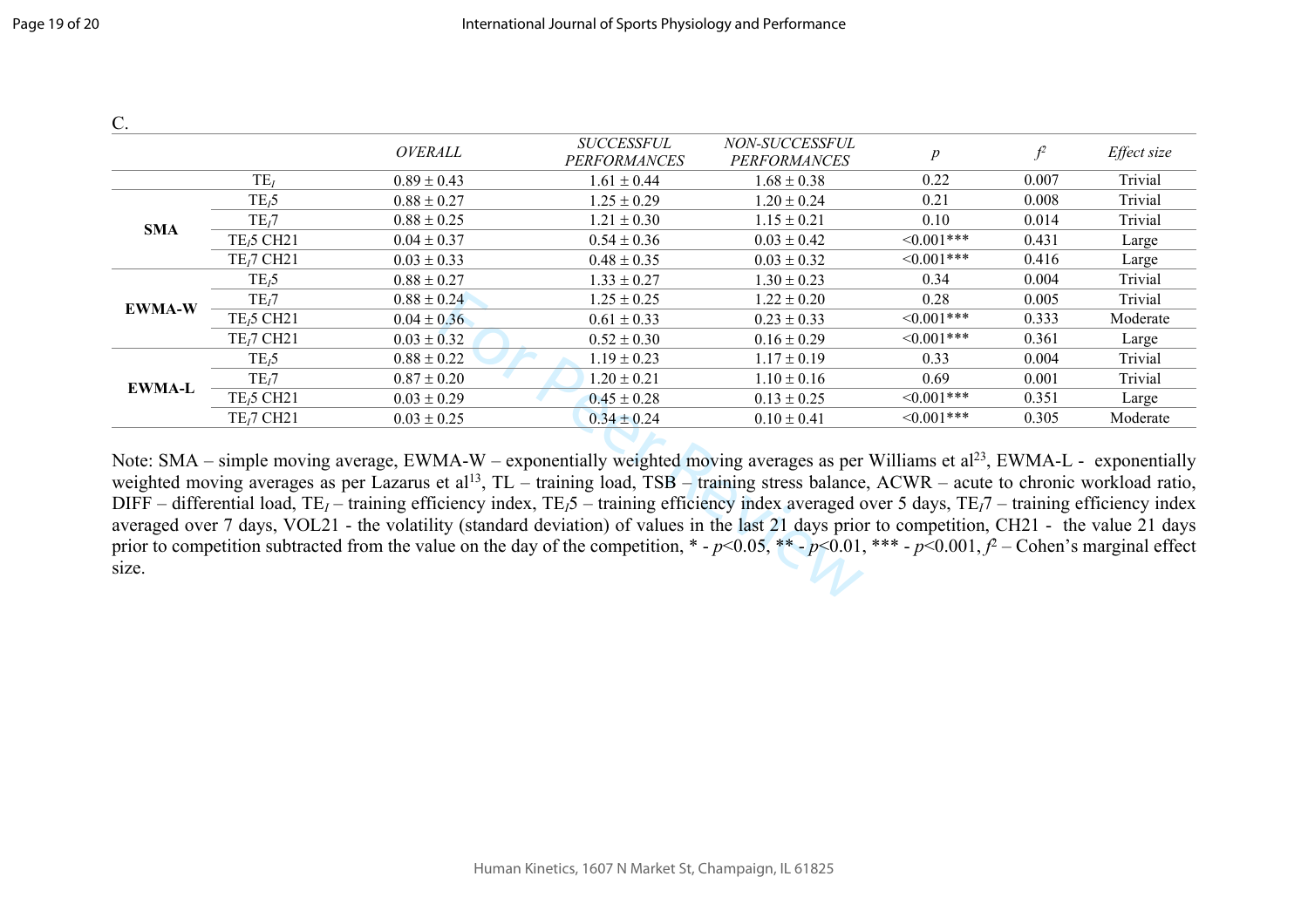C.

| | | *OVERALL* | *SUCCESSFUL PERFORMANCES* | *NON-SUCCESSFUL PERFORMANCES* | *p* | *f²* | *Effect size* |
|---|---|---|---|---|---|---|---|
| | $TE_I$ | 0.89 ± 0.43 | 1.61 ± 0.44 | 1.68 ± 0.38 | 0.22 | 0.007 | Trivial |
| **SMA** | $TE_I5$ | 0.88 ± 0.27 | 1.25 ± 0.29 | 1.20 ± 0.24 | 0.21 | 0.008 | Trivial |
| | $TE_I7$ | 0.88 ± 0.25 | 1.21 ± 0.30 | 1.15 ± 0.21 | 0.10 | 0.014 | Trivial |
| | $TE_I5$ CH21 | 0.04 ± 0.37 | 0.54 ± 0.36 | 0.03 ± 0.42 | <0.001*** | 0.431 | Large |
| | $TE_I7$ CH21 | 0.03 ± 0.33 | 0.48 ± 0.35 | 0.03 ± 0.32 | <0.001*** | 0.416 | Large |
| **EWMA-W** | $TE_I5$ | 0.88 ± 0.27 | 1.33 ± 0.27 | 1.30 ± 0.23 | 0.34 | 0.004 | Trivial |
| | $TE_I7$ | 0.88 ± 0.24 | 1.25 ± 0.25 | 1.22 ± 0.20 | 0.28 | 0.005 | Trivial |
| | $TE_I5$ CH21 | 0.04 ± 0.36 | 0.61 ± 0.33 | 0.23 ± 0.33 | <0.001*** | 0.333 | Moderate |
| | $TE_I7$ CH21 | 0.03 ± 0.32 | 0.52 ± 0.30 | 0.16 ± 0.29 | <0.001*** | 0.361 | Large |
| **EWMA-L** | $TE_I5$ | 0.88 ± 0.22 | 1.19 ± 0.23 | 1.17 ± 0.19 | 0.33 | 0.004 | Trivial |
| | $TE_I7$ | 0.87 ± 0.20 | 1.20 ± 0.21 | 1.10 ± 0.16 | 0.69 | 0.001 | Trivial |
| | $TE_I5$ CH21 | 0.03 ± 0.29 | 0.45 ± 0.28 | 0.13 ± 0.25 | <0.001*** | 0.351 | Large |
| | $TE_I7$ CH21 | 0.03 ± 0.25 | 0.34 ± 0.24 | 0.10 ± 0.41 | <0.001*** | 0.305 | Moderate |

Note: SMA – simple moving average, EWMA-W – exponentially weighted moving averages as per Williams et al[23], EWMA-L - exponentially weighted moving averages as per Lazarus et al[13], TL – training load, TSB – training stress balance, ACWR – acute to chronic workload ratio, DIFF – differential load, $TE_I$ – training efficiency index, $TE_I5$ – training efficiency index averaged over 5 days, $TE_I7$ – training efficiency index averaged over 7 days, VOL21 - the volatility (standard deviation) of values in the last 21 days prior to competition, CH21 - the value 21 days prior to competition subtracted from the value on the day of the competition, * - $p<0.05$, ** - $p<0.01$, *** - $p<0.001$, $f^2$ – Cohen's marginal effect size.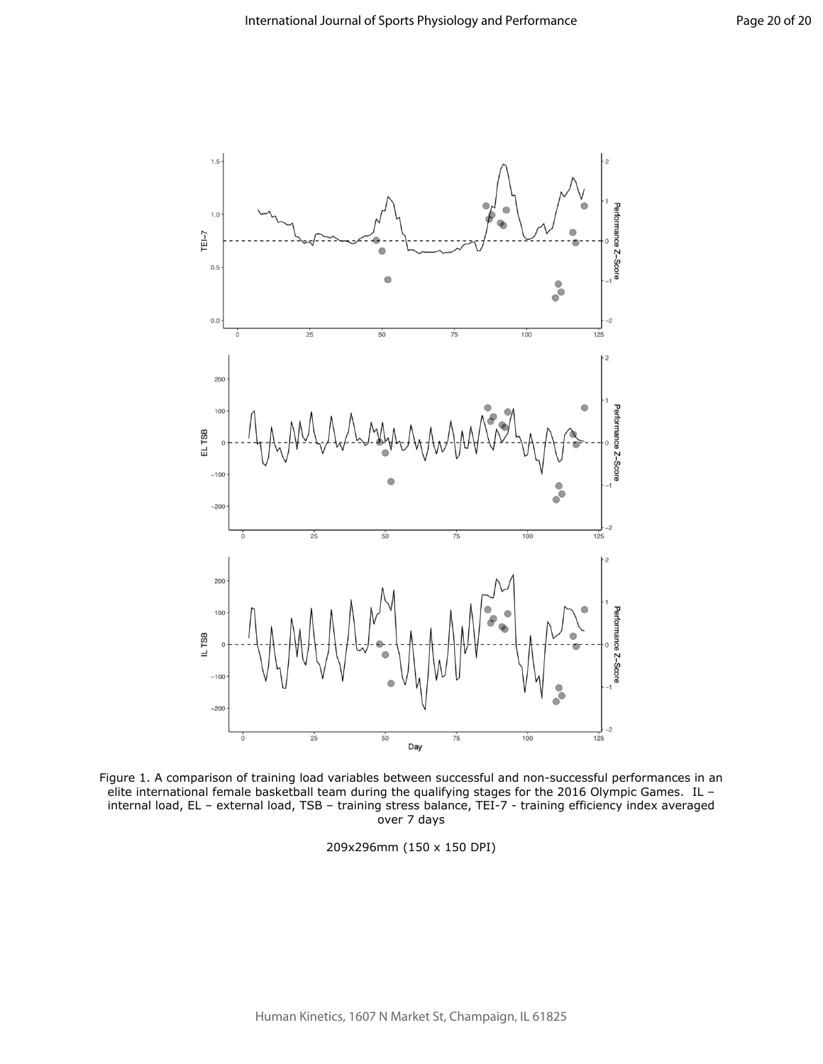1.5
1.0
TEI-7
0.5
0.0
0
25
50
75
100
125
2
1
0
−1
−2
Performance Z–Score

200
100
0
EL TSB
−100
−200
0
25
50
75
100
125
2
1
0
−1
−2
Performance Z–Score

200
100
0
IL TSB
−100
−200
0
25
50
75
100
125
Day
2
1
0
−1
−2
Performance Z–Score

Figure 1. A comparison of training load variables between successful and non-successful performances in an elite international female basketball team during the qualifying stages for the 2016 Olympic Games. IL – internal load, EL – external load, TSB – training stress balance, TEI-7 - training efficiency index averaged over 7 days

209x296mm (150 x 150 DPI)